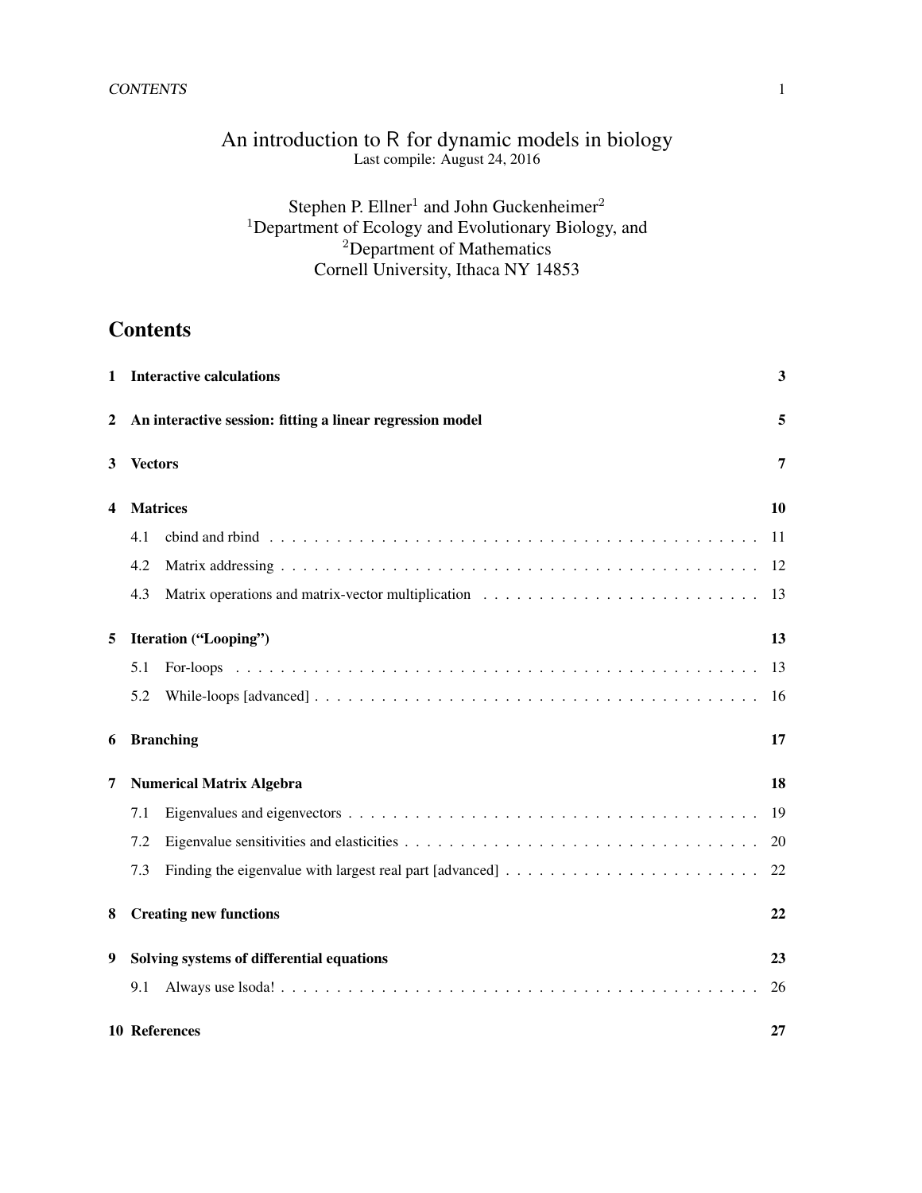# An introduction to R for dynamic models in biology

Last compile: August 24, 2016

Stephen P. Ellner[1] and John Guckenheimer[2]
[1]Department of Ecology and Evolutionary Biology, and
[2]Department of Mathematics
Cornell University, Ithaca NY 14853

## Contents

**1 Interactive calculations** — **3**

**2 An interactive session: fitting a linear regression model** — **5**

**3 Vectors** — **7**

**4 Matrices** — **10**

- 4.1 cbind and rbind — 11
- 4.2 Matrix addressing — 12
- 4.3 Matrix operations and matrix-vector multiplication — 13

**5 Iteration ("Looping")** — **13**

- 5.1 For-loops — 13
- 5.2 While-loops [advanced] — 16

**6 Branching** — **17**

**7 Numerical Matrix Algebra** — **18**

- 7.1 Eigenvalues and eigenvectors — 19
- 7.2 Eigenvalue sensitivities and elasticities — 20
- 7.3 Finding the eigenvalue with largest real part [advanced] — 22

**8 Creating new functions** — **22**

**9 Solving systems of differential equations** — **23**

- 9.1 Always use lsoda! — 26

**10 References** — **27**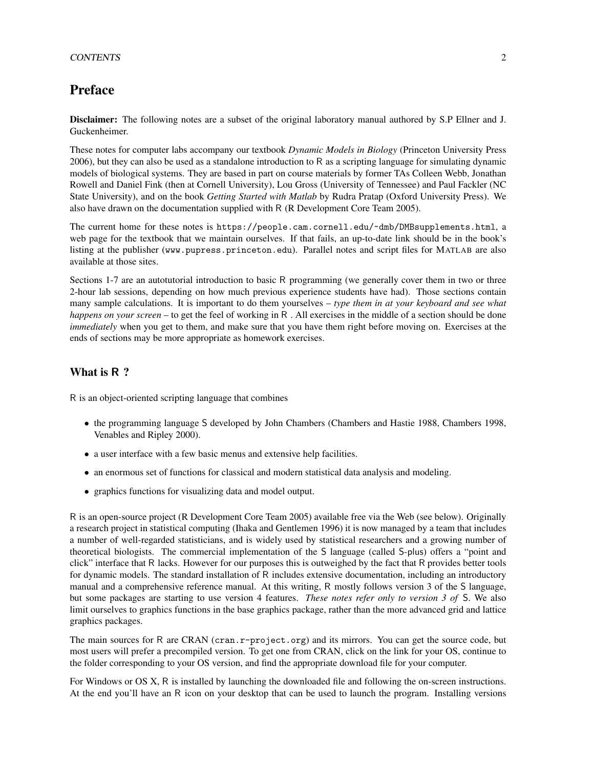# Preface

**Disclaimer:** The following notes are a subset of the original laboratory manual authored by S.P Ellner and J. Guckenheimer.

These notes for computer labs accompany our textbook *Dynamic Models in Biology* (Princeton University Press 2006), but they can also be used as a standalone introduction to R as a scripting language for simulating dynamic models of biological systems. They are based in part on course materials by former TAs Colleen Webb, Jonathan Rowell and Daniel Fink (then at Cornell University), Lou Gross (University of Tennessee) and Paul Fackler (NC State University), and on the book *Getting Started with Matlab* by Rudra Pratap (Oxford University Press). We also have drawn on the documentation supplied with R (R Development Core Team 2005).

The current home for these notes is `https://people.cam.cornell.edu/~dmb/DMBsupplements.html`, a web page for the textbook that we maintain ourselves. If that fails, an up-to-date link should be in the book's listing at the publisher (`www.pupress.princeton.edu`). Parallel notes and script files for MATLAB are also available at those sites.

Sections 1-7 are an autotutorial introduction to basic R programming (we generally cover them in two or three 2-hour lab sessions, depending on how much previous experience students have had). Those sections contain many sample calculations. It is important to do them yourselves – *type them in at your keyboard and see what happens on your screen* – to get the feel of working in R . All exercises in the middle of a section should be done *immediately* when you get to them, and make sure that you have them right before moving on. Exercises at the ends of sections may be more appropriate as homework exercises.

## What is R ?

R is an object-oriented scripting language that combines

- the programming language S developed by John Chambers (Chambers and Hastie 1988, Chambers 1998, Venables and Ripley 2000).
- a user interface with a few basic menus and extensive help facilities.
- an enormous set of functions for classical and modern statistical data analysis and modeling.
- graphics functions for visualizing data and model output.

R is an open-source project (R Development Core Team 2005) available free via the Web (see below). Originally a research project in statistical computing (Ihaka and Gentlemen 1996) it is now managed by a team that includes a number of well-regarded statisticians, and is widely used by statistical researchers and a growing number of theoretical biologists. The commercial implementation of the S language (called S-plus) offers a "point and click" interface that R lacks. However for our purposes this is outweighed by the fact that R provides better tools for dynamic models. The standard installation of R includes extensive documentation, including an introductory manual and a comprehensive reference manual. At this writing, R mostly follows version 3 of the S language, but some packages are starting to use version 4 features. *These notes refer only to version 3 of* S. We also limit ourselves to graphics functions in the base graphics package, rather than the more advanced grid and lattice graphics packages.

The main sources for R are CRAN (`cran.r-project.org`) and its mirrors. You can get the source code, but most users will prefer a precompiled version. To get one from CRAN, click on the link for your OS, continue to the folder corresponding to your OS version, and find the appropriate download file for your computer.

For Windows or OS X, R is installed by launching the downloaded file and following the on-screen instructions. At the end you'll have an R icon on your desktop that can be used to launch the program. Installing versions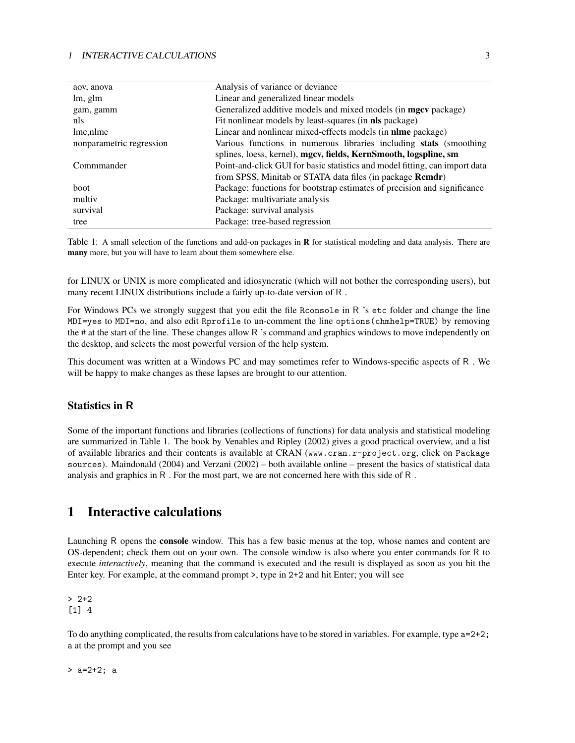| | |
|---|---|
| aov, anova | Analysis of variance or deviance |
| lm, glm | Linear and generalized linear models |
| gam, gamm | Generalized additive models and mixed models (in **mgcv** package) |
| nls | Fit nonlinear models by least-squares (in **nls** package) |
| lme,nlme | Linear and nonlinear mixed-effects models (in **nlme** package) |
| nonparametric regression | Various functions in numerous libraries including **stats** (smoothing splines, loess, kernel), **mgcv, fields, KernSmooth, logspline, sm** |
| Commmander | Point-and-click GUI for basic statistics and model fitting, can import data from SPSS, Minitab or STATA data files (in package **Rcmdr**) |
| boot | Package: functions for bootstrap estimates of precision and significance |
| multiv | Package: multivariate analysis |
| survival | Package: survival analysis |
| tree | Package: tree-based regression |

Table 1: A small selection of the functions and add-on packages in **R** for statistical modeling and data analysis. There are **many** more, but you will have to learn about them somewhere else.

for LINUX or UNIX is more complicated and idiosyncratic (which will not bother the corresponding users), but many recent LINUX distributions include a fairly up-to-date version of R .

For Windows PCs we strongly suggest that you edit the file `Rconsole` in R 's `etc` folder and change the line `MDI=yes` to `MDI=no`, and also edit `Rprofile` to un-comment the line `options(chmhelp=TRUE)` by removing the # at the start of the line. These changes allow R 's command and graphics windows to move independently on the desktop, and selects the most powerful version of the help system.

This document was written at a Windows PC and may sometimes refer to Windows-specific aspects of R . We will be happy to make changes as these lapses are brought to our attention.

### Statistics in R

Some of the important functions and libraries (collections of functions) for data analysis and statistical modeling are summarized in Table 1. The book by Venables and Ripley (2002) gives a good practical overview, and a list of available libraries and their contents is available at CRAN (`www.cran.r-project.org`, click on `Package sources`). Maindonald (2004) and Verzani (2002) – both available online – present the basics of statistical data analysis and graphics in R . For the most part, we are not concerned here with this side of R .

## 1 Interactive calculations

Launching R opens the **console** window. This has a few basic menus at the top, whose names and content are OS-dependent; check them out on your own. The console window is also where you enter commands for R to execute *interactively*, meaning that the command is executed and the result is displayed as soon as you hit the Enter key. For example, at the command prompt `>`, type in `2+2` and hit Enter; you will see

```
> 2+2
[1] 4
```

To do anything complicated, the results from calculations have to be stored in variables. For example, type `a=2+2; a` at the prompt and you see

```
> a=2+2; a
```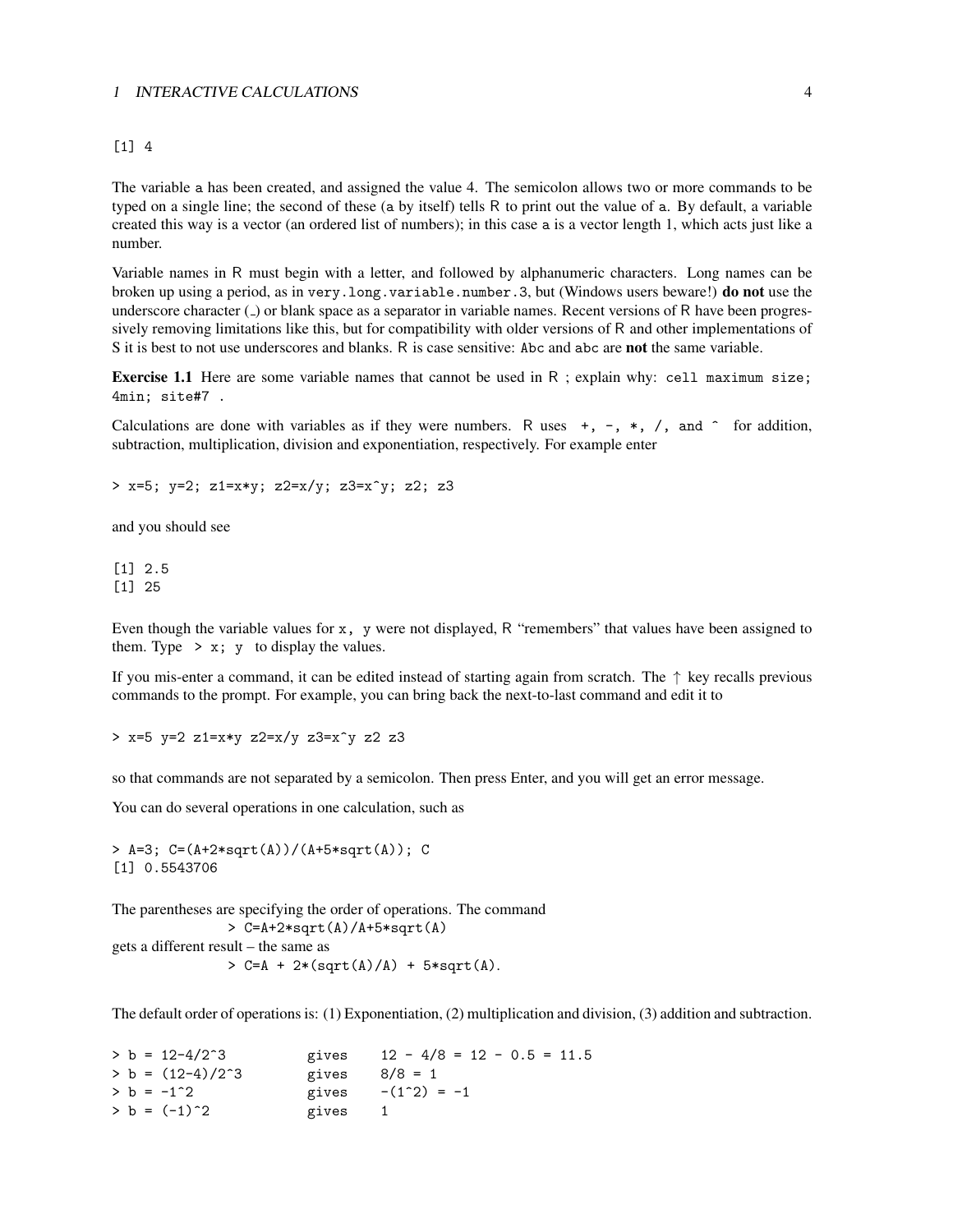```
[1] 4
```

The variable `a` has been created, and assigned the value 4. The semicolon allows two or more commands to be typed on a single line; the second of these (`a` by itself) tells R to print out the value of `a`. By default, a variable created this way is a vector (an ordered list of numbers); in this case `a` is a vector length 1, which acts just like a number.

Variable names in R must begin with a letter, and followed by alphanumeric characters. Long names can be broken up using a period, as in `very.long.variable.number.3`, but (Windows users beware!) **do not** use the underscore character (_) or blank space as a separator in variable names. Recent versions of R have been progressively removing limitations like this, but for compatibility with older versions of R and other implementations of S it is best to not use underscores and blanks. R is case sensitive: `Abc` and `abc` are **not** the same variable.

**Exercise 1.1** Here are some variable names that cannot be used in R ; explain why: `cell maximum size; 4min; site#7` .

Calculations are done with variables as if they were numbers. R uses `+, -, *, /,` and `^` for addition, subtraction, multiplication, division and exponentiation, respectively. For example enter

```
> x=5; y=2; z1=x*y; z2=x/y; z3=x^y; z2; z3
```

and you should see

```
[1] 2.5
[1] 25
```

Even though the variable values for `x, y` were not displayed, R "remembers" that values have been assigned to them. Type `> x; y` to display the values.

If you mis-enter a command, it can be edited instead of starting again from scratch. The ↑ key recalls previous commands to the prompt. For example, you can bring back the next-to-last command and edit it to

```
> x=5 y=2 z1=x*y z2=x/y z3=x^y z2 z3
```

so that commands are not separated by a semicolon. Then press Enter, and you will get an error message.

You can do several operations in one calculation, such as

```
> A=3; C=(A+2*sqrt(A))/(A+5*sqrt(A)); C
[1] 0.5543706
```

The parentheses are specifying the order of operations. The command

```
> C=A+2*sqrt(A)/A+5*sqrt(A)
```

gets a different result – the same as

```
> C=A + 2*(sqrt(A)/A) + 5*sqrt(A).
```

The default order of operations is: (1) Exponentiation, (2) multiplication and division, (3) addition and subtraction.

```
> b = 12-4/2^3          gives    12 - 4/8 = 12 - 0.5 = 11.5
> b = (12-4)/2^3        gives    8/8 = 1
> b = -1^2              gives    -(1^2) = -1
> b = (-1)^2            gives    1
```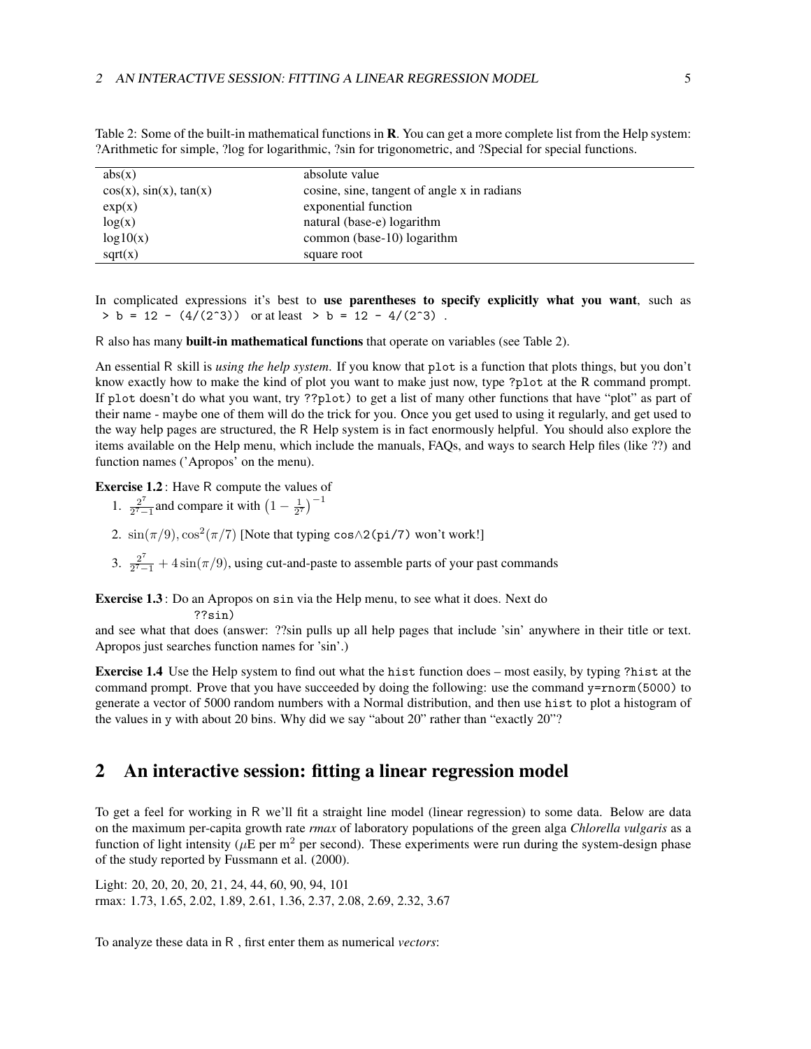Table 2: Some of the built-in mathematical functions in **R**. You can get a more complete list from the Help system: ?Arithmetic for simple, ?log for logarithmic, ?sin for trigonometric, and ?Special for special functions.

| | |
|---|---|
| abs(x) | absolute value |
| cos(x), sin(x), tan(x) | cosine, sine, tangent of angle x in radians |
| exp(x) | exponential function |
| log(x) | natural (base-e) logarithm |
| log10(x) | common (base-10) logarithm |
| sqrt(x) | square root |

In complicated expressions it's best to **use parentheses to specify explicitly what you want**, such as `> b = 12 - (4/(2^3))` or at least `> b = 12 - 4/(2^3)` .

R also has many **built-in mathematical functions** that operate on variables (see Table 2).

An essential R skill is *using the help system*. If you know that `plot` is a function that plots things, but you don't know exactly how to make the kind of plot you want to make just now, type `?plot` at the R command prompt. If `plot` doesn't do what you want, try `??plot)` to get a list of many other functions that have "plot" as part of their name - maybe one of them will do the trick for you. Once you get used to using it regularly, and get used to the way help pages are structured, the R Help system is in fact enormously helpful. You should also explore the items available on the Help menu, which include the manuals, FAQs, and ways to search Help files (like ??) and function names ('Apropos' on the menu).

**Exercise 1.2** : Have R compute the values of

1. $\frac{2^7}{2^7-1}$ and compare it with $\left(1 - \frac{1}{2^7}\right)^{-1}$
2. $\sin(\pi/9), \cos^2(\pi/7)$ [Note that typing `cos∧2(pi/7)` won't work!]
3. $\frac{2^7}{2^7-1} + 4\sin(\pi/9)$, using cut-and-paste to assemble parts of your past commands

**Exercise 1.3** : Do an Apropos on `sin` via the Help menu, to see what it does. Next do

```
??sin)
```

and see what that does (answer: ??sin pulls up all help pages that include 'sin' anywhere in their title or text. Apropos just searches function names for 'sin'.)

**Exercise 1.4** Use the Help system to find out what the `hist` function does – most easily, by typing `?hist` at the command prompt. Prove that you have succeeded by doing the following: use the command `y=rnorm(5000)` to generate a vector of 5000 random numbers with a Normal distribution, and then use `hist` to plot a histogram of the values in `y` with about 20 bins. Why did we say "about 20" rather than "exactly 20"?

# 2 An interactive session: fitting a linear regression model

To get a feel for working in R we'll fit a straight line model (linear regression) to some data. Below are data on the maximum per-capita growth rate *rmax* of laboratory populations of the green alga *Chlorella vulgaris* as a function of light intensity ($\mu$E per $m^2$ per second). These experiments were run during the system-design phase of the study reported by Fussmann et al. (2000).

Light: 20, 20, 20, 20, 21, 24, 44, 60, 90, 94, 101
rmax: 1.73, 1.65, 2.02, 1.89, 2.61, 1.36, 2.37, 2.08, 2.69, 2.32, 3.67

To analyze these data in R , first enter them as numerical *vectors*: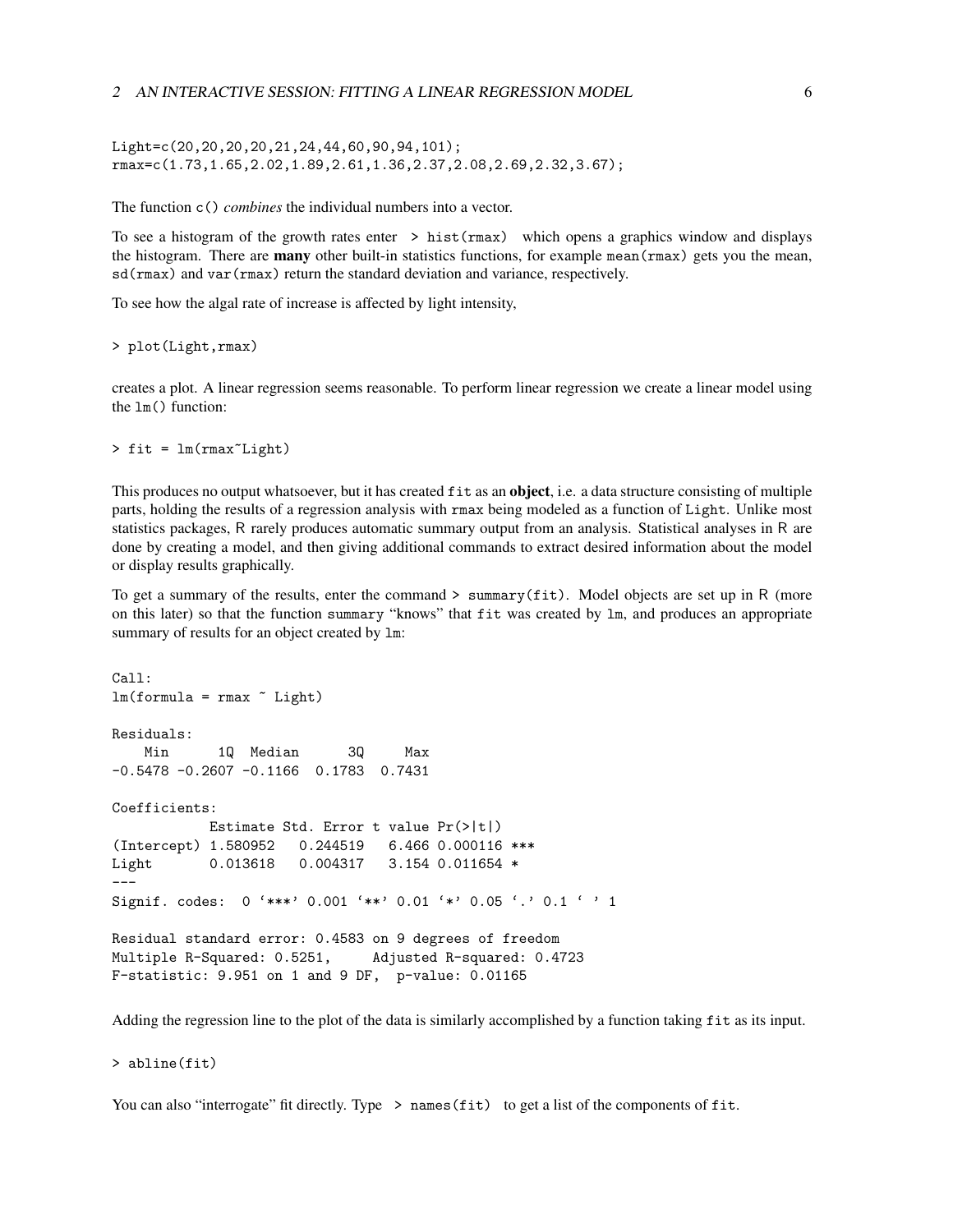```
Light=c(20,20,20,20,21,24,44,60,90,94,101);
rmax=c(1.73,1.65,2.02,1.89,2.61,1.36,2.37,2.08,2.69,2.32,3.67);
```

The function `c()` *combines* the individual numbers into a vector.

To see a histogram of the growth rates enter `> hist(rmax)` which opens a graphics window and displays the histogram. There are **many** other built-in statistics functions, for example `mean(rmax)` gets you the mean, `sd(rmax)` and `var(rmax)` return the standard deviation and variance, respectively.

To see how the algal rate of increase is affected by light intensity,

```
> plot(Light,rmax)
```

creates a plot. A linear regression seems reasonable. To perform linear regression we create a linear model using the `lm()` function:

```
> fit = lm(rmax~Light)
```

This produces no output whatsoever, but it has created `fit` as an **object**, i.e. a data structure consisting of multiple parts, holding the results of a regression analysis with `rmax` being modeled as a function of `Light`. Unlike most statistics packages, R rarely produces automatic summary output from an analysis. Statistical analyses in R are done by creating a model, and then giving additional commands to extract desired information about the model or display results graphically.

To get a summary of the results, enter the command `> summary(fit)`. Model objects are set up in R (more on this later) so that the function `summary` "knows" that `fit` was created by `lm`, and produces an appropriate summary of results for an object created by `lm`:

```
Call:
lm(formula = rmax ~ Light)

Residuals:
    Min      1Q  Median      3Q     Max
-0.5478 -0.2607 -0.1166  0.1783  0.7431

Coefficients:
            Estimate Std. Error t value Pr(>|t|)
(Intercept) 1.580952   0.244519   6.466 0.000116 ***
Light       0.013618   0.004317   3.154 0.011654 *
---
Signif. codes:  0 '***' 0.001 '**' 0.01 '*' 0.05 '.' 0.1 ' ' 1

Residual standard error: 0.4583 on 9 degrees of freedom
Multiple R-Squared: 0.5251,     Adjusted R-squared: 0.4723
F-statistic: 9.951 on 1 and 9 DF,  p-value: 0.01165
```

Adding the regression line to the plot of the data is similarly accomplished by a function taking `fit` as its input.

```
> abline(fit)
```

You can also "interrogate" fit directly. Type `> names(fit)` to get a list of the components of `fit`.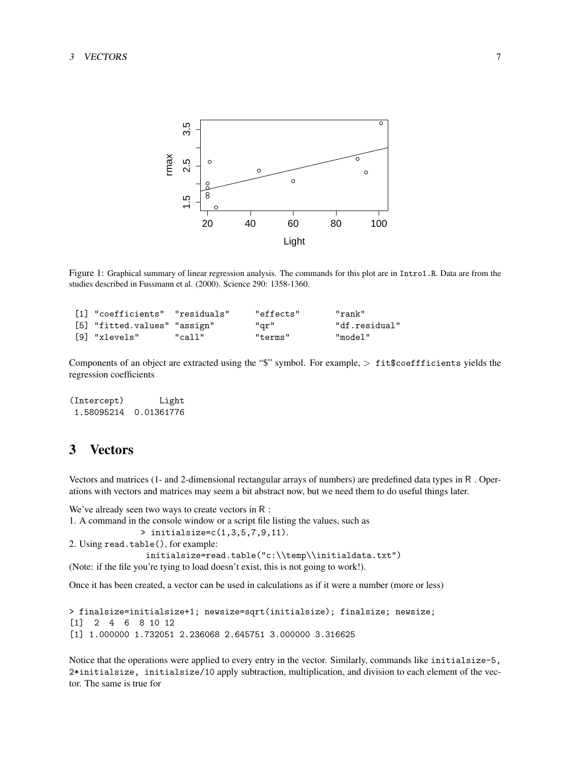Figure 1: Graphical summary of linear regression analysis. The commands for this plot are in Intro1.R. Data are from the studies described in Fussmann et al. (2000). Science 290: 1358-1360.

```
[1] "coefficients"  "residuals"     "effects"       "rank"
[5] "fitted.values" "assign"        "qr"            "df.residual"
[9] "xlevels"       "call"          "terms"         "model"
```

Components of an object are extracted using the "$" symbol. For example, > fit$coeffficients yields the regression coefficients

```
(Intercept)       Light
 1.58095214  0.01361776
```

# 3 Vectors

Vectors and matrices (1- and 2-dimensional rectangular arrays of numbers) are predefined data types in R . Operations with vectors and matrices may seem a bit abstract now, but we need them to do useful things later.

We've already seen two ways to create vectors in R :

1. A command in the console window or a script file listing the values, such as
   `> initialsize=c(1,3,5,7,9,11)`.
2. Using `read.table()`, for example:
   `initialsize=read.table("c:\\temp\\initialdata.txt")`

(Note: if the file you're tying to load doesn't exist, this is not going to work!).

Once it has been created, a vector can be used in calculations as if it were a number (more or less)

```
> finalsize=initialsize+1; newsize=sqrt(initialsize); finalsize; newsize;
[1]  2  4  6  8 10 12
[1] 1.000000 1.732051 2.236068 2.645751 3.000000 3.316625
```

Notice that the operations were applied to every entry in the vector. Similarly, commands like `initialsize-5, 2*initialsize, initialsize/10` apply subtraction, multiplication, and division to each element of the vector. The same is true for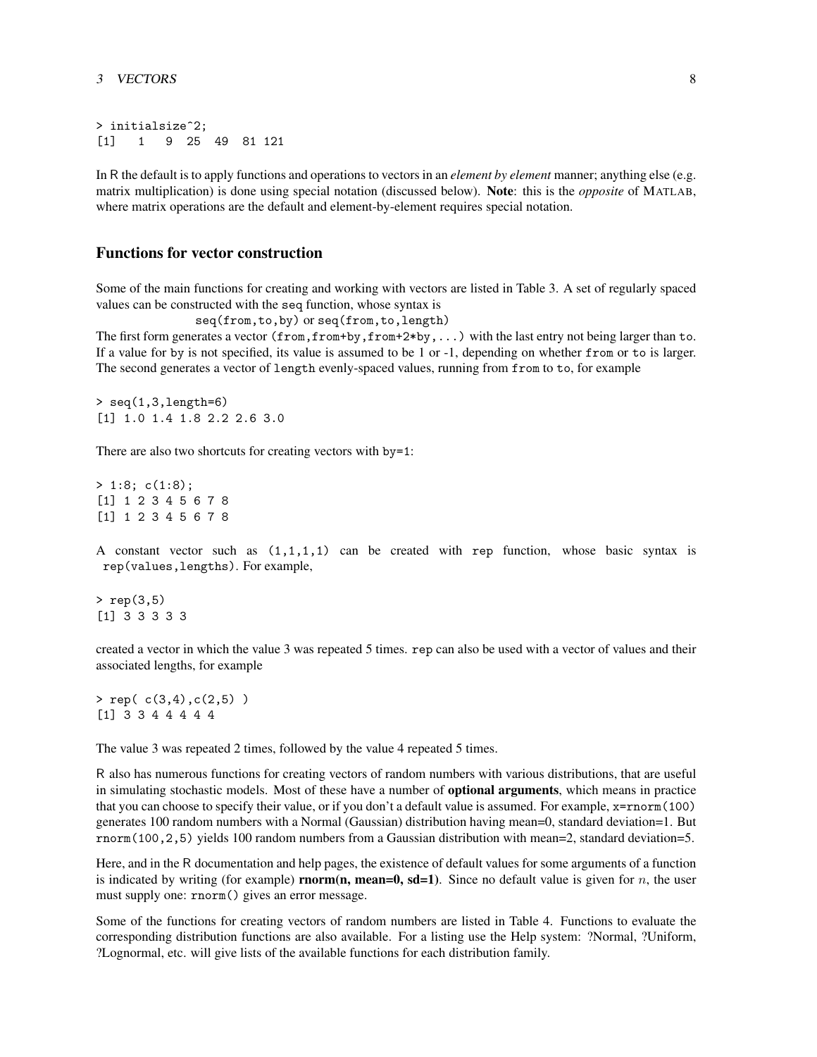```
> initialsize^2;
[1]   1   9  25  49  81 121
```

In R the default is to apply functions and operations to vectors in an *element by element* manner; anything else (e.g. matrix multiplication) is done using special notation (discussed below). **Note**: this is the *opposite* of MATLAB, where matrix operations are the default and element-by-element requires special notation.

## Functions for vector construction

Some of the main functions for creating and working with vectors are listed in Table 3. A set of regularly spaced values can be constructed with the `seq` function, whose syntax is

`seq(from,to,by)` or `seq(from,to,length)`

The first form generates a vector `(from,from+by,from+2*by,...)` with the last entry not being larger than `to`. If a value for `by` is not specified, its value is assumed to be 1 or -1, depending on whether `from` or `to` is larger. The second generates a vector of `length` evenly-spaced values, running from `from` to `to`, for example

```
> seq(1,3,length=6)
[1] 1.0 1.4 1.8 2.2 2.6 3.0
```

There are also two shortcuts for creating vectors with `by=1`:

```
> 1:8; c(1:8);
[1] 1 2 3 4 5 6 7 8
[1] 1 2 3 4 5 6 7 8
```

A constant vector such as `(1,1,1,1)` can be created with `rep` function, whose basic syntax is `rep(values,lengths)`. For example,

```
> rep(3,5)
[1] 3 3 3 3 3
```

created a vector in which the value 3 was repeated 5 times. `rep` can also be used with a vector of values and their associated lengths, for example

```
> rep( c(3,4),c(2,5) )
[1] 3 3 4 4 4 4 4
```

The value 3 was repeated 2 times, followed by the value 4 repeated 5 times.

R also has numerous functions for creating vectors of random numbers with various distributions, that are useful in simulating stochastic models. Most of these have a number of **optional arguments**, which means in practice that you can choose to specify their value, or if you don't a default value is assumed. For example, `x=rnorm(100)` generates 100 random numbers with a Normal (Gaussian) distribution having mean=0, standard deviation=1. But `rnorm(100,2,5)` yields 100 random numbers from a Gaussian distribution with mean=2, standard deviation=5.

Here, and in the R documentation and help pages, the existence of default values for some arguments of a function is indicated by writing (for example) **rnorm(n, mean=0, sd=1)**. Since no default value is given for $n$, the user must supply one: `rnorm()` gives an error message.

Some of the functions for creating vectors of random numbers are listed in Table 4. Functions to evaluate the corresponding distribution functions are also available. For a listing use the Help system: ?Normal, ?Uniform, ?Lognormal, etc. will give lists of the available functions for each distribution family.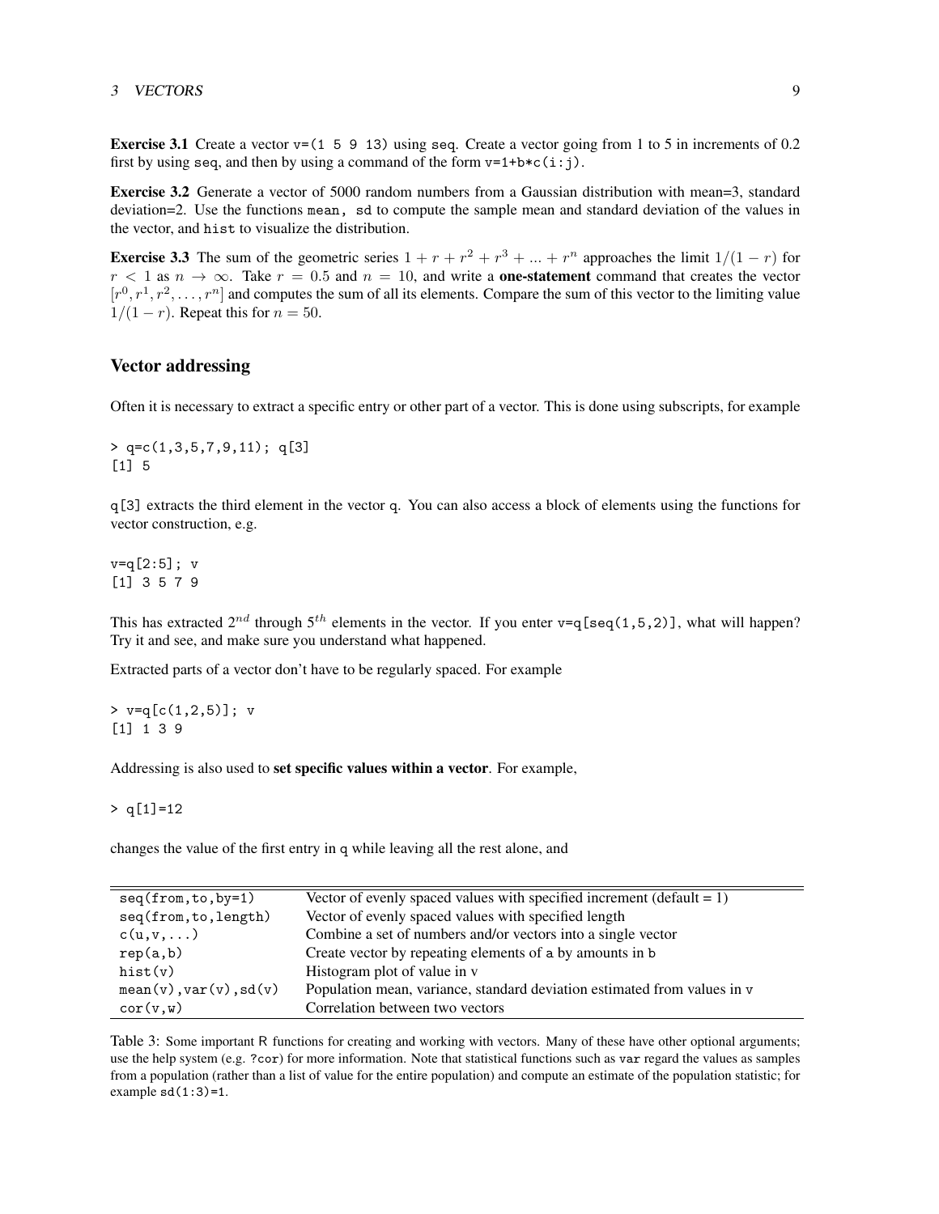**Exercise 3.1** Create a vector `v=(1 5 9 13)` using `seq`. Create a vector going from 1 to 5 in increments of 0.2 first by using `seq`, and then by using a command of the form `v=1+b*c(i:j)`.

**Exercise 3.2** Generate a vector of 5000 random numbers from a Gaussian distribution with mean=3, standard deviation=2. Use the functions `mean, sd` to compute the sample mean and standard deviation of the values in the vector, and `hist` to visualize the distribution.

**Exercise 3.3** The sum of the geometric series $1 + r + r^2 + r^3 + ... + r^n$ approaches the limit $1/(1 - r)$ for $r < 1$ as $n \to \infty$. Take $r = 0.5$ and $n = 10$, and write a **one-statement** command that creates the vector $[r^0, r^1, r^2, \ldots, r^n]$ and computes the sum of all its elements. Compare the sum of this vector to the limiting value $1/(1 - r)$. Repeat this for $n = 50$.

## Vector addressing

Often it is necessary to extract a specific entry or other part of a vector. This is done using subscripts, for example

```
> q=c(1,3,5,7,9,11); q[3]
[1] 5
```

`q[3]` extracts the third element in the vector `q`. You can also access a block of elements using the functions for vector construction, e.g.

```
v=q[2:5]; v
[1] 3 5 7 9
```

This has extracted $2^{nd}$ through $5^{th}$ elements in the vector. If you enter `v=q[seq(1,5,2)]`, what will happen? Try it and see, and make sure you understand what happened.

Extracted parts of a vector don't have to be regularly spaced. For example

```
> v=q[c(1,2,5)]; v
[1] 1 3 9
```

Addressing is also used to **set specific values within a vector**. For example,

```
> q[1]=12
```

changes the value of the first entry in `q` while leaving all the rest alone, and

| | |
|---|---|
| `seq(from,to,by=1)` | Vector of evenly spaced values with specified increment (default = 1) |
| `seq(from,to,length)` | Vector of evenly spaced values with specified length |
| `c(u,v,...)` | Combine a set of numbers and/or vectors into a single vector |
| `rep(a,b)` | Create vector by repeating elements of `a` by amounts in `b` |
| `hist(v)` | Histogram plot of value in v |
| `mean(v),var(v),sd(v)` | Population mean, variance, standard deviation estimated from values in `v` |
| `cor(v,w)` | Correlation between two vectors |

Table 3: Some important R functions for creating and working with vectors. Many of these have other optional arguments; use the help system (e.g. `?cor`) for more information. Note that statistical functions such as `var` regard the values as samples from a population (rather than a list of value for the entire population) and compute an estimate of the population statistic; for example `sd(1:3)=1`.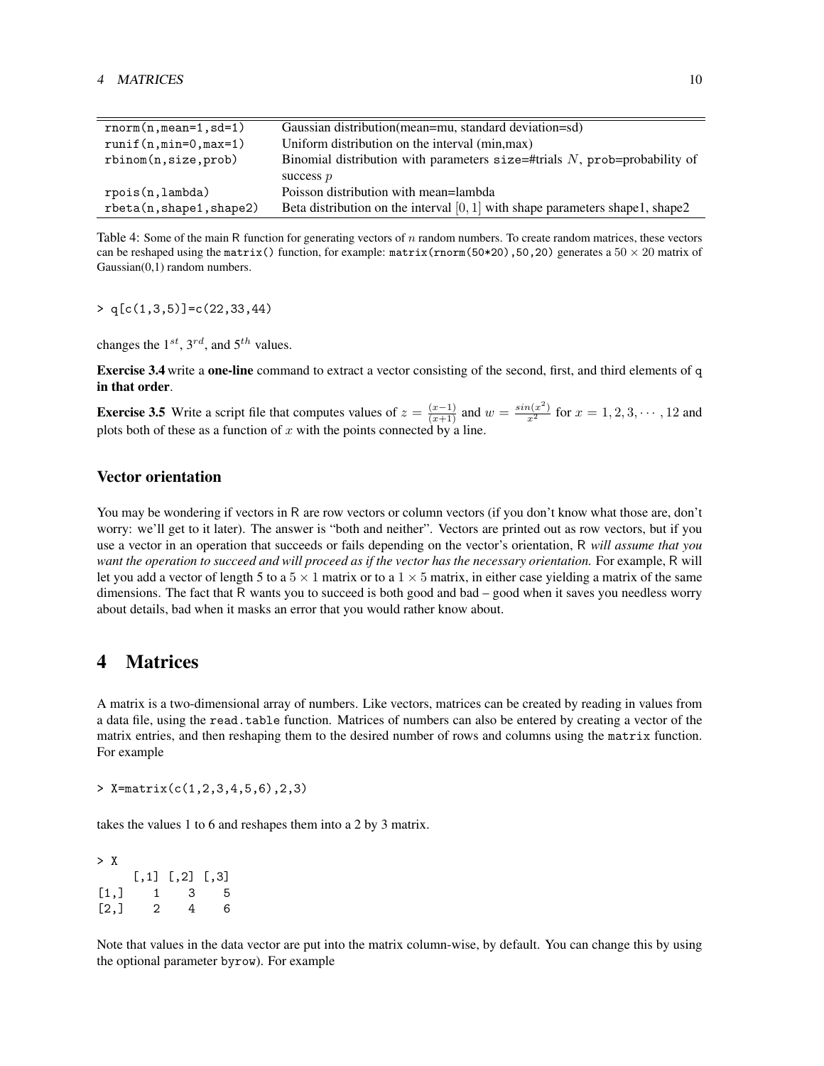| | |
|---|---|
| `rnorm(n,mean=1,sd=1)` | Gaussian distribution(mean=mu, standard deviation=sd) |
| `runif(n,min=0,max=1)` | Uniform distribution on the interval (min,max) |
| `rbinom(n,size,prob)` | Binomial distribution with parameters size=#trials $N$, prob=probability of success $p$ |
| `rpois(n,lambda)` | Poisson distribution with mean=lambda |
| `rbeta(n,shape1,shape2)` | Beta distribution on the interval $[0,1]$ with shape parameters shape1, shape2 |

Table 4: Some of the main R function for generating vectors of $n$ random numbers. To create random matrices, these vectors can be reshaped using the `matrix()` function, for example: `matrix(rnorm(50*20),50,20)` generates a $50 \times 20$ matrix of Gaussian(0,1) random numbers.

```
> q[c(1,3,5)]=c(22,33,44)
```

changes the $1^{st}$, $3^{rd}$, and $5^{th}$ values.

**Exercise 3.4** write a **one-line** command to extract a vector consisting of the second, first, and third elements of `q` **in that order**.

**Exercise 3.5** Write a script file that computes values of $z = \frac{(x-1)}{(x+1)}$ and $w = \frac{sin(x^2)}{x^2}$ for $x = 1, 2, 3, \cdots, 12$ and plots both of these as a function of $x$ with the points connected by a line.

### Vector orientation

You may be wondering if vectors in R are row vectors or column vectors (if you don't know what those are, don't worry: we'll get to it later). The answer is "both and neither". Vectors are printed out as row vectors, but if you use a vector in an operation that succeeds or fails depending on the vector's orientation, R *will assume that you want the operation to succeed and will proceed as if the vector has the necessary orientation.* For example, R will let you add a vector of length 5 to a $5 \times 1$ matrix or to a $1 \times 5$ matrix, in either case yielding a matrix of the same dimensions. The fact that R wants you to succeed is both good and bad – good when it saves you needless worry about details, bad when it masks an error that you would rather know about.

## 4 Matrices

A matrix is a two-dimensional array of numbers. Like vectors, matrices can be created by reading in values from a data file, using the `read.table` function. Matrices of numbers can also be entered by creating a vector of the matrix entries, and then reshaping them to the desired number of rows and columns using the `matrix` function. For example

```
> X=matrix(c(1,2,3,4,5,6),2,3)
```

takes the values 1 to 6 and reshapes them into a 2 by 3 matrix.

```
> X
     [,1] [,2] [,3]
[1,]    1    3    5
[2,]    2    4    6
```

Note that values in the data vector are put into the matrix column-wise, by default. You can change this by using the optional parameter `byrow`). For example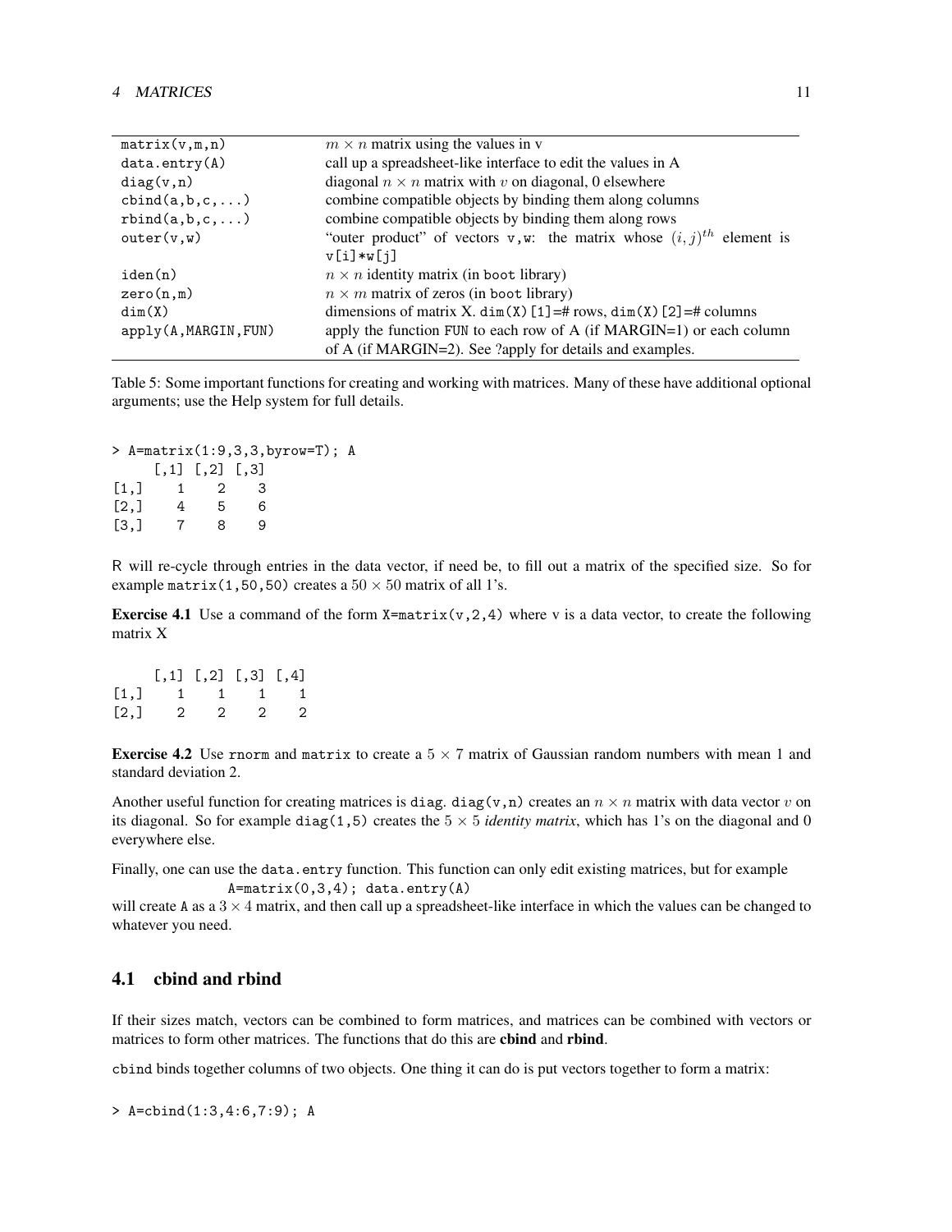| | |
|---|---|
| `matrix(v,m,n)` | $m \times n$ matrix using the values in v |
| `data.entry(A)` | call up a spreadsheet-like interface to edit the values in A |
| `diag(v,n)` | diagonal $n \times n$ matrix with $v$ on diagonal, 0 elsewhere |
| `cbind(a,b,c,...)` | combine compatible objects by binding them along columns |
| `rbind(a,b,c,...)` | combine compatible objects by binding them along rows |
| `outer(v,w)` | "outer product" of vectors `v,w`: the matrix whose $(i,j)^{th}$ element is `v[i]*w[j]` |
| `iden(n)` | $n \times n$ identity matrix (in `boot` library) |
| `zero(n,m)` | $n \times m$ matrix of zeros (in `boot` library) |
| `dim(X)` | dimensions of matrix X. `dim(X)[1]`=# rows, `dim(X)[2]`=# columns |
| `apply(A,MARGIN,FUN)` | apply the function `FUN` to each row of A (if MARGIN=1) or each column of A (if MARGIN=2). See ?apply for details and examples. |

Table 5: Some important functions for creating and working with matrices. Many of these have additional optional arguments; use the Help system for full details.

```
> A=matrix(1:9,3,3,byrow=T); A
     [,1] [,2] [,3]
[1,]    1    2    3
[2,]    4    5    6
[3,]    7    8    9
```

R will re-cycle through entries in the data vector, if need be, to fill out a matrix of the specified size. So for example `matrix(1,50,50)` creates a $50 \times 50$ matrix of all 1's.

**Exercise 4.1** Use a command of the form `X=matrix(v,2,4)` where v is a data vector, to create the following matrix X

```
     [,1] [,2] [,3] [,4]
[1,]    1    1    1    1
[2,]    2    2    2    2
```

**Exercise 4.2** Use `rnorm` and `matrix` to create a $5 \times 7$ matrix of Gaussian random numbers with mean 1 and standard deviation 2.

Another useful function for creating matrices is `diag`. `diag(v,n)` creates an $n \times n$ matrix with data vector $v$ on its diagonal. So for example `diag(1,5)` creates the $5 \times 5$ *identity matrix*, which has 1's on the diagonal and 0 everywhere else.

Finally, one can use the `data.entry` function. This function can only edit existing matrices, but for example

```
A=matrix(0,3,4); data.entry(A)
```

will create `A` as a $3 \times 4$ matrix, and then call up a spreadsheet-like interface in which the values can be changed to whatever you need.

## 4.1 cbind and rbind

If their sizes match, vectors can be combined to form matrices, and matrices can be combined with vectors or matrices to form other matrices. The functions that do this are **cbind** and **rbind**.

`cbind` binds together columns of two objects. One thing it can do is put vectors together to form a matrix:

```
> A=cbind(1:3,4:6,7:9); A
```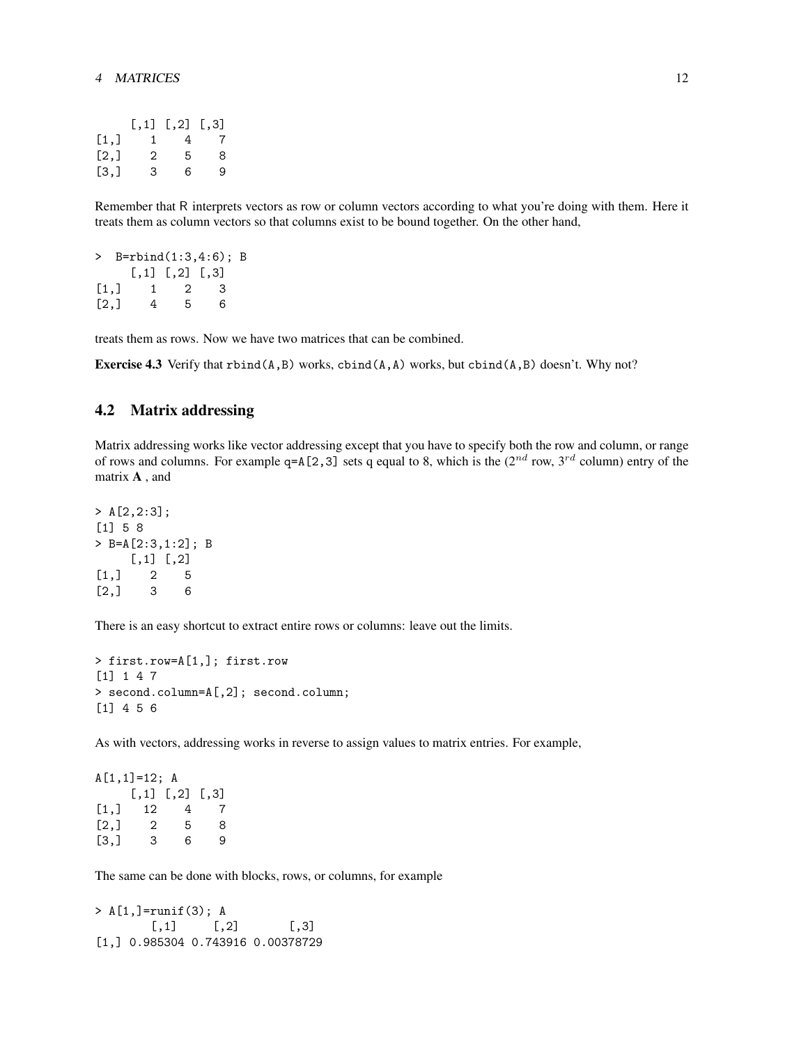```
     [,1] [,2] [,3]
[1,]    1    4    7
[2,]    2    5    8
[3,]    3    6    9
```

Remember that R interprets vectors as row or column vectors according to what you're doing with them. Here it treats them as column vectors so that columns exist to be bound together. On the other hand,

```
>  B=rbind(1:3,4:6); B
     [,1] [,2] [,3]
[1,]    1    2    3
[2,]    4    5    6
```

treats them as rows. Now we have two matrices that can be combined.

**Exercise 4.3** Verify that `rbind(A,B)` works, `cbind(A,A)` works, but `cbind(A,B)` doesn't. Why not?

## 4.2 Matrix addressing

Matrix addressing works like vector addressing except that you have to specify both the row and column, or range of rows and columns. For example `q=A[2,3]` sets q equal to 8, which is the ($2^{nd}$ row, $3^{rd}$ column) entry of the matrix **A** , and

```
> A[2,2:3];
[1] 5 8
> B=A[2:3,1:2]; B
     [,1] [,2]
[1,]    2    5
[2,]    3    6
```

There is an easy shortcut to extract entire rows or columns: leave out the limits.

```
> first.row=A[1,]; first.row
[1] 1 4 7
> second.column=A[,2]; second.column;
[1] 4 5 6
```

As with vectors, addressing works in reverse to assign values to matrix entries. For example,

```
A[1,1]=12; A
     [,1] [,2] [,3]
[1,]   12    4    7
[2,]    2    5    8
[3,]    3    6    9
```

The same can be done with blocks, rows, or columns, for example

```
> A[1,]=runif(3); A
         [,1]     [,2]       [,3]
[1,] 0.985304 0.743916 0.00378729
```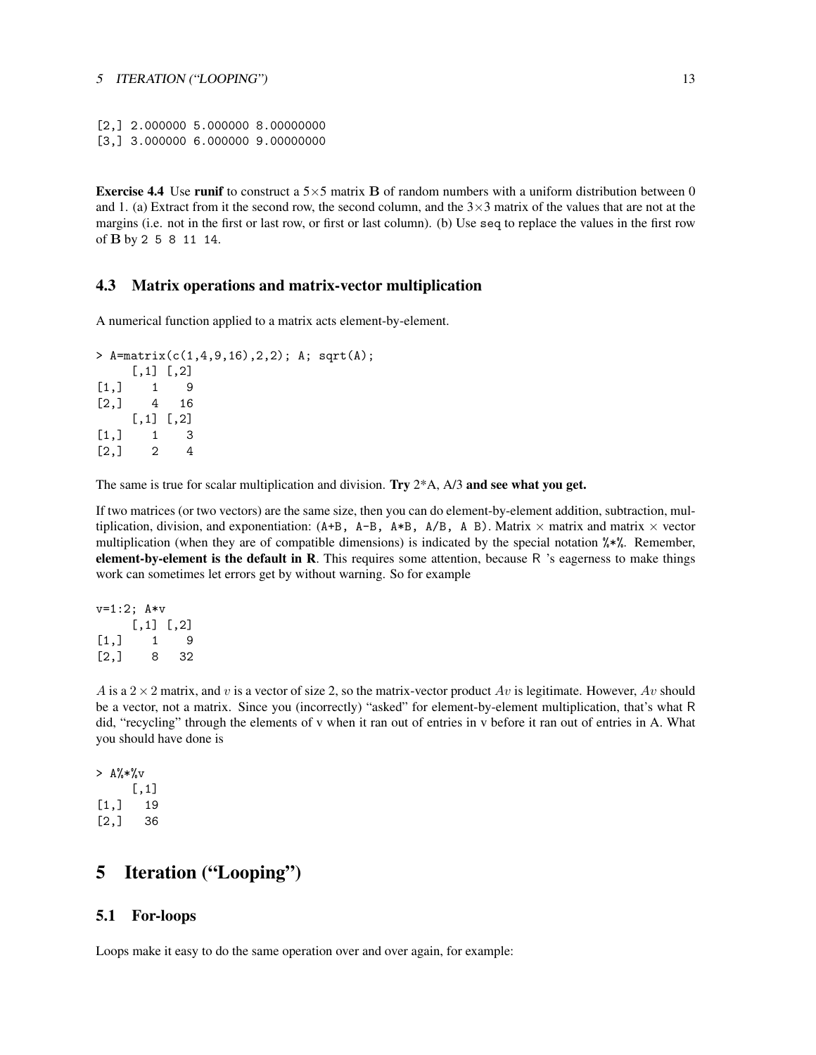```
[2,] 2.000000 5.000000 8.00000000
[3,] 3.000000 6.000000 9.00000000
```

**Exercise 4.4** Use **runif** to construct a 5×5 matrix **B** of random numbers with a uniform distribution between 0 and 1. (a) Extract from it the second row, the second column, and the 3×3 matrix of the values that are not at the margins (i.e. not in the first or last row, or first or last column). (b) Use `seq` to replace the values in the first row of **B** by `2 5 8 11 14`.

### 4.3 Matrix operations and matrix-vector multiplication

A numerical function applied to a matrix acts element-by-element.

```
> A=matrix(c(1,4,9,16),2,2); A; sqrt(A);
     [,1] [,2]
[1,]    1    9
[2,]    4   16
     [,1] [,2]
[1,]    1    3
[2,]    2    4
```

The same is true for scalar multiplication and division. **Try** 2*A, A/3 **and see what you get.**

If two matrices (or two vectors) are the same size, then you can do element-by-element addition, subtraction, multiplication, division, and exponentiation: (`A+B, A-B, A*B, A/B, A B`). Matrix × matrix and matrix × vector multiplication (when they are of compatible dimensions) is indicated by the special notation `%*%`. Remember, **element-by-element is the default in R**. This requires some attention, because R 's eagerness to make things work can sometimes let errors get by without warning. So for example

```
v=1:2; A*v
     [,1] [,2]
[1,]    1    9
[2,]    8   32
```

$A$ is a $2 \times 2$ matrix, and $v$ is a vector of size 2, so the matrix-vector product $Av$ is legitimate. However, $Av$ should be a vector, not a matrix. Since you (incorrectly) "asked" for element-by-element multiplication, that's what R did, "recycling" through the elements of v when it ran out of entries in v before it ran out of entries in A. What you should have done is

```
> A%*%v
     [,1]
[1,]   19
[2,]   36
```

## 5 Iteration ("Looping")

### 5.1 For-loops

Loops make it easy to do the same operation over and over again, for example: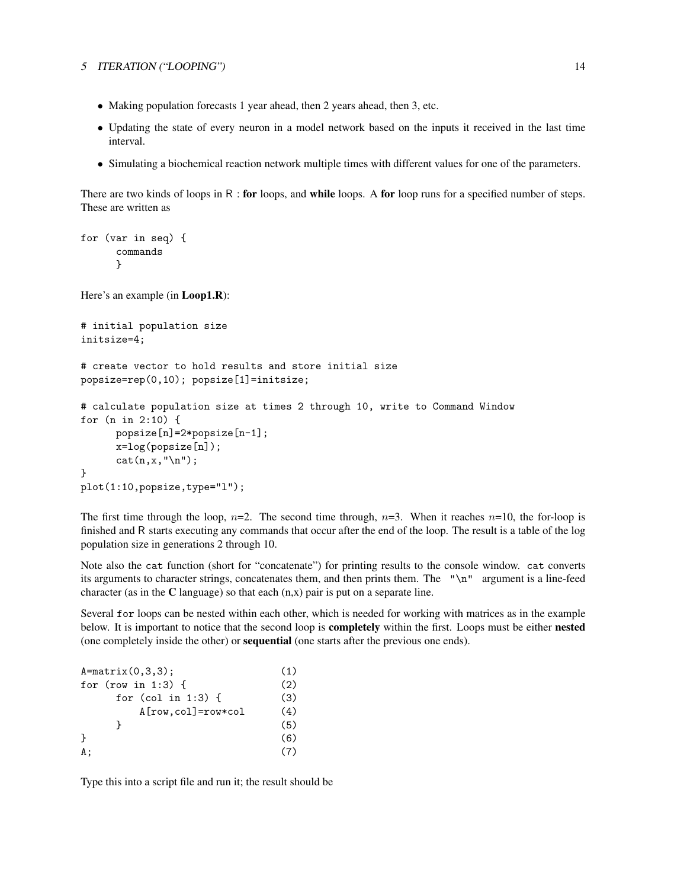- Making population forecasts 1 year ahead, then 2 years ahead, then 3, etc.
- Updating the state of every neuron in a model network based on the inputs it received in the last time interval.
- Simulating a biochemical reaction network multiple times with different values for one of the parameters.

There are two kinds of loops in R : **for** loops, and **while** loops. A **for** loop runs for a specified number of steps. These are written as

```
for (var in seq) {
      commands
      }
```

Here's an example (in **Loop1.R**):

```
# initial population size
initsize=4;

# create vector to hold results and store initial size
popsize=rep(0,10); popsize[1]=initsize;

# calculate population size at times 2 through 10, write to Command Window
for (n in 2:10) {
      popsize[n]=2*popsize[n-1];
      x=log(popsize[n]);
      cat(n,x,"\n");
}
plot(1:10,popsize,type="l");
```

The first time through the loop, $n$=2. The second time through, $n$=3. When it reaches $n$=10, the for-loop is finished and R starts executing any commands that occur after the end of the loop. The result is a table of the log population size in generations 2 through 10.

Note also the `cat` function (short for "concatenate") for printing results to the console window. `cat` converts its arguments to character strings, concatenates them, and then prints them. The `"\n"` argument is a line-feed character (as in the **C** language) so that each (n,x) pair is put on a separate line.

Several `for` loops can be nested within each other, which is needed for working with matrices as in the example below. It is important to notice that the second loop is **completely** within the first. Loops must be either **nested** (one completely inside the other) or **sequential** (one starts after the previous one ends).

```
A=matrix(0,3,3);                 (1)
for (row in 1:3) {               (2)
      for (col in 1:3) {         (3)
          A[row,col]=row*col     (4)
      }                          (5)
}                                (6)
A;                               (7)
```

Type this into a script file and run it; the result should be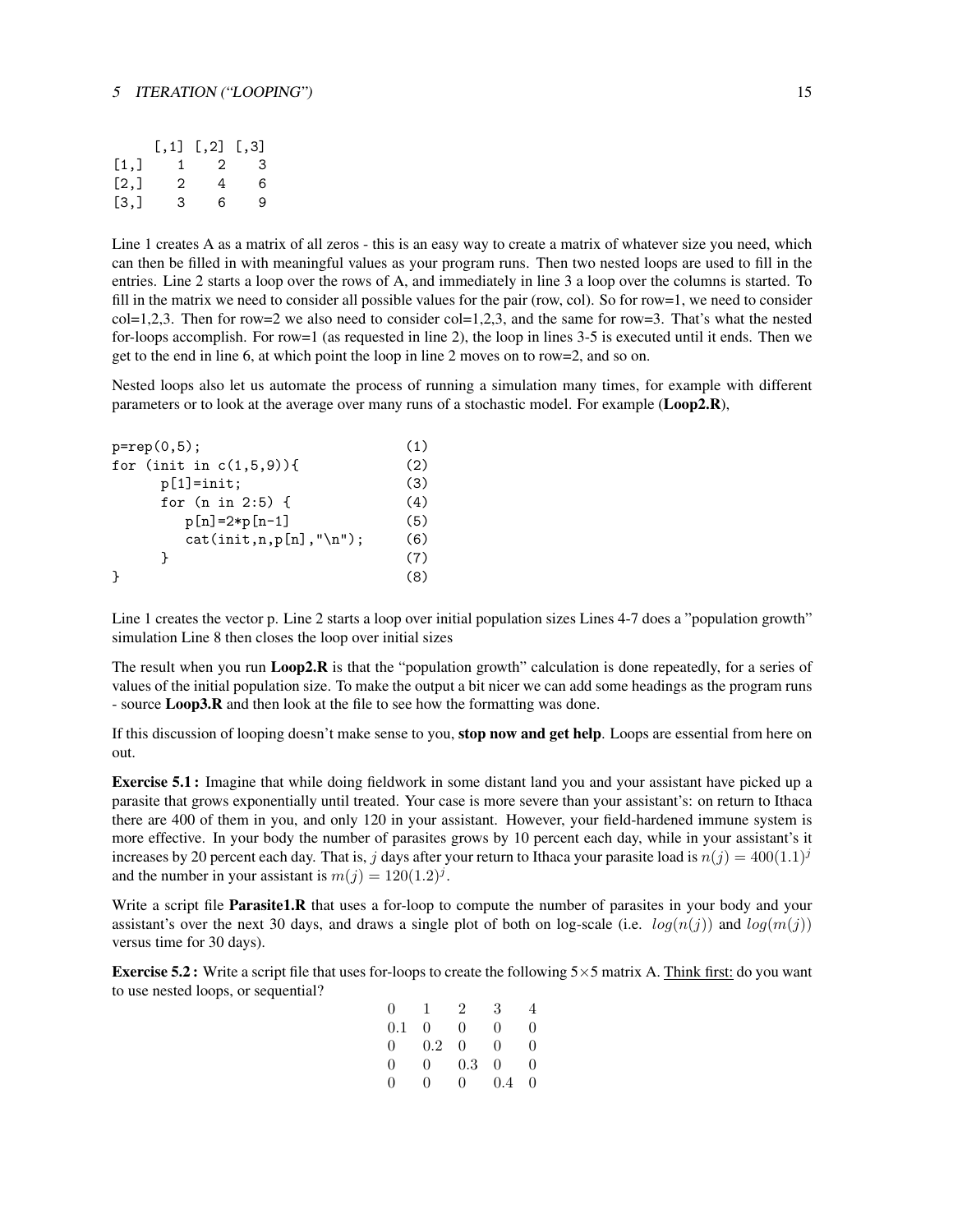```
     [,1] [,2] [,3]
[1,]    1    2    3
[2,]    2    4    6
[3,]    3    6    9
```

Line 1 creates A as a matrix of all zeros - this is an easy way to create a matrix of whatever size you need, which can then be filled in with meaningful values as your program runs. Then two nested loops are used to fill in the entries. Line 2 starts a loop over the rows of A, and immediately in line 3 a loop over the columns is started. To fill in the matrix we need to consider all possible values for the pair (row, col). So for row=1, we need to consider col=1,2,3. Then for row=2 we also need to consider col=1,2,3, and the same for row=3. That's what the nested for-loops accomplish. For row=1 (as requested in line 2), the loop in lines 3-5 is executed until it ends. Then we get to the end in line 6, at which point the loop in line 2 moves on to row=2, and so on.

Nested loops also let us automate the process of running a simulation many times, for example with different parameters or to look at the average over many runs of a stochastic model. For example (**Loop2.R**),

```
p=rep(0,5);                          (1)
for (init in c(1,5,9)){              (2)
      p[1]=init;                     (3)
      for (n in 2:5) {               (4)
         p[n]=2*p[n-1]               (5)
         cat(init,n,p[n],"\n");      (6)
      }                              (7)
}                                    (8)
```

Line 1 creates the vector p. Line 2 starts a loop over initial population sizes Lines 4-7 does a "population growth" simulation Line 8 then closes the loop over initial sizes

The result when you run **Loop2.R** is that the "population growth" calculation is done repeatedly, for a series of values of the initial population size. To make the output a bit nicer we can add some headings as the program runs - source **Loop3.R** and then look at the file to see how the formatting was done.

If this discussion of looping doesn't make sense to you, **stop now and get help**. Loops are essential from here on out.

**Exercise 5.1 :** Imagine that while doing fieldwork in some distant land you and your assistant have picked up a parasite that grows exponentially until treated. Your case is more severe than your assistant's: on return to Ithaca there are 400 of them in you, and only 120 in your assistant. However, your field-hardened immune system is more effective. In your body the number of parasites grows by 10 percent each day, while in your assistant's it increases by 20 percent each day. That is, $j$ days after your return to Ithaca your parasite load is $n(j) = 400(1.1)^j$ and the number in your assistant is $m(j) = 120(1.2)^j$.

Write a script file **Parasite1.R** that uses a for-loop to compute the number of parasites in your body and your assistant's over the next 30 days, and draws a single plot of both on log-scale (i.e. $log(n(j))$ and $log(m(j))$ versus time for 30 days).

**Exercise 5.2 :** Write a script file that uses for-loops to create the following 5×5 matrix A. <u>Think first:</u> do you want to use nested loops, or sequential?

$$\begin{matrix} 0 & 1 & 2 & 3 & 4 \\ 0.1 & 0 & 0 & 0 & 0 \\ 0 & 0.2 & 0 & 0 & 0 \\ 0 & 0 & 0.3 & 0 & 0 \\ 0 & 0 & 0 & 0.4 & 0 \end{matrix}$$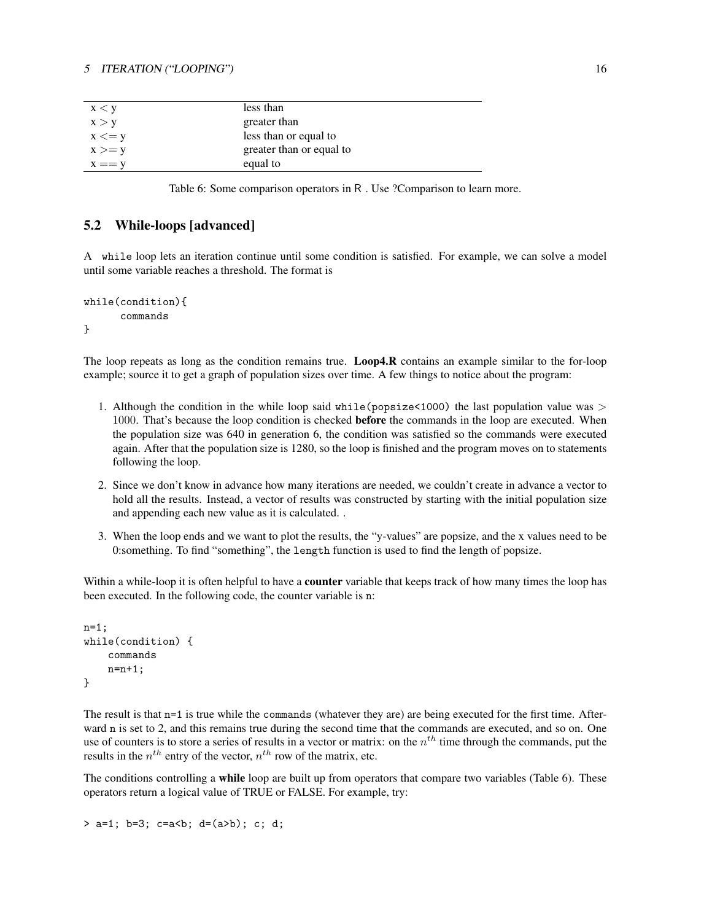| | |
|---|---|
| x < y | less than |
| x > y | greater than |
| x <= y | less than or equal to |
| x >= y | greater than or equal to |
| x == y | equal to |

Table 6: Some comparison operators in R . Use ?Comparison to learn more.

## 5.2 While-loops [advanced]

A `while` loop lets an iteration continue until some condition is satisfied. For example, we can solve a model until some variable reaches a threshold. The format is

```
while(condition){
      commands
}
```

The loop repeats as long as the condition remains true. **Loop4.R** contains an example similar to the for-loop example; source it to get a graph of population sizes over time. A few things to notice about the program:

1. Although the condition in the while loop said `while(popsize<1000)` the last population value was > 1000. That's because the loop condition is checked **before** the commands in the loop are executed. When the population size was 640 in generation 6, the condition was satisfied so the commands were executed again. After that the population size is 1280, so the loop is finished and the program moves on to statements following the loop.

2. Since we don't know in advance how many iterations are needed, we couldn't create in advance a vector to hold all the results. Instead, a vector of results was constructed by starting with the initial population size and appending each new value as it is calculated. .

3. When the loop ends and we want to plot the results, the "y-values" are popsize, and the x values need to be 0:something. To find "something", the `length` function is used to find the length of popsize.

Within a while-loop it is often helpful to have a **counter** variable that keeps track of how many times the loop has been executed. In the following code, the counter variable is `n`:

```
n=1;
while(condition) {
    commands
    n=n+1;
}
```

The result is that `n=1` is true while the `commands` (whatever they are) are being executed for the first time. Afterward `n` is set to 2, and this remains true during the second time that the commands are executed, and so on. One use of counters is to store a series of results in a vector or matrix: on the $n^{th}$ time through the commands, put the results in the $n^{th}$ entry of the vector, $n^{th}$ row of the matrix, etc.

The conditions controlling a **while** loop are built up from operators that compare two variables (Table 6). These operators return a logical value of TRUE or FALSE. For example, try:

```
> a=1; b=3; c=a<b; d=(a>b); c; d;
```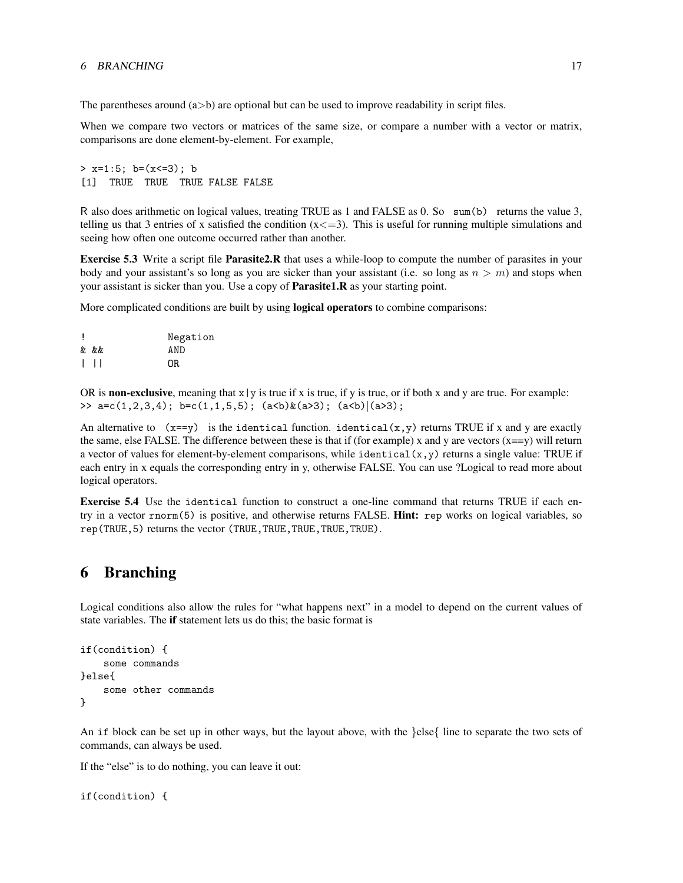The parentheses around (a>b) are optional but can be used to improve readability in script files.

When we compare two vectors or matrices of the same size, or compare a number with a vector or matrix, comparisons are done element-by-element. For example,

```
> x=1:5; b=(x<=3); b
[1]  TRUE  TRUE  TRUE FALSE FALSE
```

R also does arithmetic on logical values, treating TRUE as 1 and FALSE as 0. So `sum(b)` returns the value 3, telling us that 3 entries of x satisfied the condition (x<=3). This is useful for running multiple simulations and seeing how often one outcome occurred rather than another.

**Exercise 5.3** Write a script file **Parasite2.R** that uses a while-loop to compute the number of parasites in your body and your assistant's so long as you are sicker than your assistant (i.e. so long as $n > m$) and stops when your assistant is sicker than you. Use a copy of **Parasite1.R** as your starting point.

More complicated conditions are built by using **logical operators** to combine comparisons:

```
!              Negation
& &&           AND
| ||           OR
```

OR is **non-exclusive**, meaning that `x|y` is true if x is true, if y is true, or if both x and y are true. For example:
`>> a=c(1,2,3,4); b=c(1,1,5,5); (a<b)&(a>3); (a<b)|(a>3);`

An alternative to `(x==y)` is the `identical` function. `identical(x,y)` returns TRUE if x and y are exactly the same, else FALSE. The difference between these is that if (for example) x and y are vectors (x==y) will return a vector of values for element-by-element comparisons, while `identical(x,y)` returns a single value: TRUE if each entry in x equals the corresponding entry in y, otherwise FALSE. You can use ?Logical to read more about logical operators.

**Exercise 5.4** Use the `identical` function to construct a one-line command that returns TRUE if each entry in a vector `rnorm(5)` is positive, and otherwise returns FALSE. **Hint:** `rep` works on logical variables, so `rep(TRUE,5)` returns the vector `(TRUE,TRUE,TRUE,TRUE,TRUE)`.

# 6 Branching

Logical conditions also allow the rules for "what happens next" in a model to depend on the current values of state variables. The **if** statement lets us do this; the basic format is

```
if(condition) {
    some commands
}else{
    some other commands
}
```

An `if` block can be set up in other ways, but the layout above, with the }else{ line to separate the two sets of commands, can always be used.

If the "else" is to do nothing, you can leave it out:

```
if(condition) {
```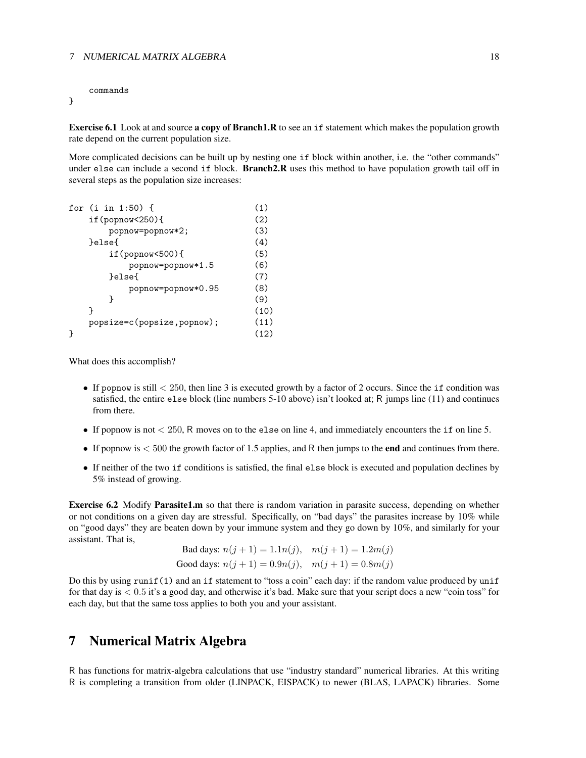```
    commands
}
```

**Exercise 6.1** Look at and source **a copy of Branch1.R** to see an `if` statement which makes the population growth rate depend on the current population size.

More complicated decisions can be built up by nesting one `if` block within another, i.e. the "other commands" under `else` can include a second `if` block. **Branch2.R** uses this method to have population growth tail off in several steps as the population size increases:

```
for (i in 1:50) {                     (1)
    if(popnow<250){                   (2)
        popnow=popnow*2;              (3)
    }else{                            (4)
        if(popnow<500){               (5)
            popnow=popnow*1.5         (6)
        }else{                        (7)
            popnow=popnow*0.95        (8)
        }                             (9)
    }                                 (10)
    popsize=c(popsize,popnow);        (11)
}                                     (12)
```

What does this accomplish?

- If `popnow` is still $< 250$, then line 3 is executed growth by a factor of 2 occurs. Since the `if` condition was satisfied, the entire `else` block (line numbers 5-10 above) isn't looked at; R jumps line (11) and continues from there.
- If popnow is not $< 250$, R moves on to the `else` on line 4, and immediately encounters the `if` on line 5.
- If popnow is $< 500$ the growth factor of 1.5 applies, and R then jumps to the **end** and continues from there.
- If neither of the two `if` conditions is satisfied, the final `else` block is executed and population declines by 5% instead of growing.

**Exercise 6.2** Modify **Parasite1.m** so that there is random variation in parasite success, depending on whether or not conditions on a given day are stressful. Specifically, on "bad days" the parasites increase by 10% while on "good days" they are beaten down by your immune system and they go down by 10%, and similarly for your assistant. That is,

$$\text{Bad days: } n(j+1) = 1.1n(j), \quad m(j+1) = 1.2m(j)$$

$$\text{Good days: } n(j+1) = 0.9n(j), \quad m(j+1) = 0.8m(j)$$

Do this by using `runif(1)` and an `if` statement to "toss a coin" each day: if the random value produced by `unif` for that day is $< 0.5$ it's a good day, and otherwise it's bad. Make sure that your script does a new "coin toss" for each day, but that the same toss applies to both you and your assistant.

# 7 Numerical Matrix Algebra

R has functions for matrix-algebra calculations that use "industry standard" numerical libraries. At this writing R is completing a transition from older (LINPACK, EISPACK) to newer (BLAS, LAPACK) libraries. Some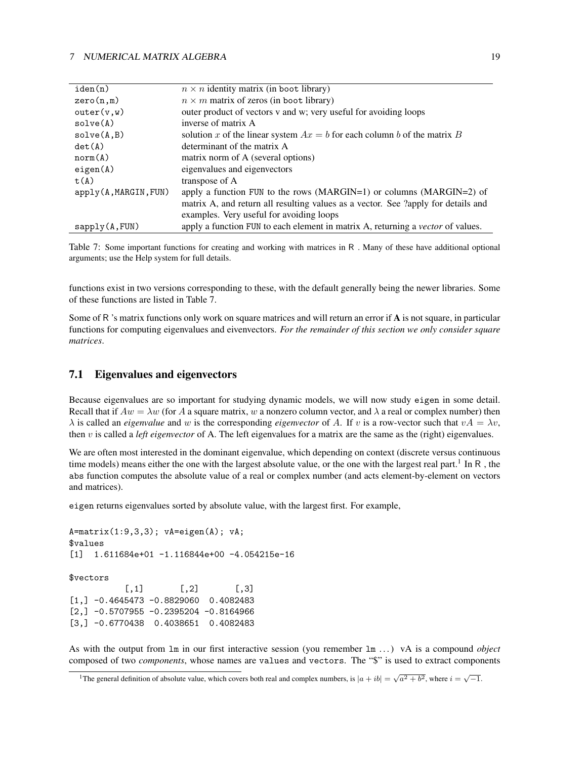| | |
|---|---|
| `iden(n)` | $n \times n$ identity matrix (in boot library) |
| `zero(n,m)` | $n \times m$ matrix of zeros (in boot library) |
| `outer(v,w)` | outer product of vectors v and w; very useful for avoiding loops |
| `solve(A)` | inverse of matrix A |
| `solve(A,B)` | solution $x$ of the linear system $Ax = b$ for each column $b$ of the matrix $B$ |
| `det(A)` | determinant of the matrix A |
| `norm(A)` | matrix norm of A (several options) |
| `eigen(A)` | eigenvalues and eigenvectors |
| `t(A)` | transpose of A |
| `apply(A,MARGIN,FUN)` | apply a function FUN to the rows (MARGIN=1) or columns (MARGIN=2) of matrix A, and return all resulting values as a vector. See ?apply for details and examples. Very useful for avoiding loops |
| `sapply(A,FUN)` | apply a function FUN to each element in matrix A, returning a *vector* of values. |

Table 7: Some important functions for creating and working with matrices in R . Many of these have additional optional arguments; use the Help system for full details.

functions exist in two versions corresponding to these, with the default generally being the newer libraries. Some of these functions are listed in Table 7.

Some of R 's matrix functions only work on square matrices and will return an error if **A** is not square, in particular functions for computing eigenvalues and eivenvectors. *For the remainder of this section we only consider square matrices.*

## 7.1 Eigenvalues and eigenvectors

Because eigenvalues are so important for studying dynamic models, we will now study `eigen` in some detail. Recall that if $Aw = \lambda w$ (for $A$ a square matrix, $w$ a nonzero column vector, and $\lambda$ a real or complex number) then $\lambda$ is called an *eigenvalue* and $w$ is the corresponding *eigenvector* of $A$. If $v$ is a row-vector such that $vA = \lambda v$, then $v$ is called a *left eigenvector* of A. The left eigenvalues for a matrix are the same as the (right) eigenvalues.

We are often most interested in the dominant eigenvalue, which depending on context (discrete versus continuous time models) means either the one with the largest absolute value, or the one with the largest real part.[1] In R , the `abs` function computes the absolute value of a real or complex number (and acts element-by-element on vectors and matrices).

`eigen` returns eigenvalues sorted by absolute value, with the largest first. For example,

```
A=matrix(1:9,3,3); vA=eigen(A); vA;
$values
[1]  1.611684e+01 -1.116844e+00 -4.054215e-16

$vectors
           [,1]       [,2]       [,3]
[1,] -0.4645473 -0.8829060  0.4082483
[2,] -0.5707955 -0.2395204 -0.8164966
[3,] -0.6770438  0.4038651  0.4082483
```

As with the output from `lm` in our first interactive session (you remember `lm` ...) vA is a compound *object* composed of two *components*, whose names are `values` and `vectors`. The "$" is used to extract components

[1] The general definition of absolute value, which covers both real and complex numbers, is $|a + ib| = \sqrt{a^2 + b^2}$, where $i = \sqrt{-1}$.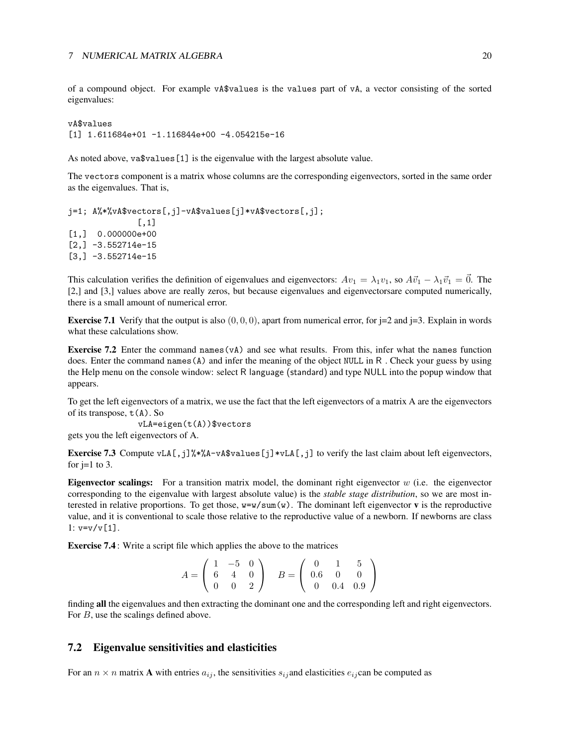of a compound object. For example `vA$values` is the `values` part of `vA`, a vector consisting of the sorted eigenvalues:

```
vA$values
[1] 1.611684e+01 -1.116844e+00 -4.054215e-16
```

As noted above, `va$values[1]` is the eigenvalue with the largest absolute value.

The `vectors` component is a matrix whose columns are the corresponding eigenvectors, sorted in the same order as the eigenvalues. That is,

```
j=1; A%*%vA$vectors[,j]-vA$values[j]*vA$vectors[,j];
              [,1]
[1,]  0.000000e+00
[2,] -3.552714e-15
[3,] -3.552714e-15
```

This calculation verifies the definition of eigenvalues and eigenvectors: $Av_1 = \lambda_1 v_1$, so $A\vec{v}_1 - \lambda_1 \vec{v}_1 = \vec{0}$. The [2,] and [3,] values above are really zeros, but because eigenvalues and eigenvectorsare computed numerically, there is a small amount of numerical error.

**Exercise 7.1** Verify that the output is also $(0, 0, 0)$, apart from numerical error, for j=2 and j=3. Explain in words what these calculations show.

**Exercise 7.2** Enter the command `names(vA)` and see what results. From this, infer what the `names` function does. Enter the command `names(A)` and infer the meaning of the object `NULL` in R . Check your guess by using the Help menu on the console window: select R language (standard) and type NULL into the popup window that appears.

To get the left eigenvectors of a matrix, we use the fact that the left eigenvectors of a matrix A are the eigenvectors of its transpose, `t(A)`. So

```
vLA=eigen(t(A))$vectors
```

gets you the left eigenvectors of A.

**Exercise 7.3** Compute `vLA[,j]%*%A-vA$values[j]*vLA[,j]` to verify the last claim about left eigenvectors, for j=1 to 3.

**Eigenvector scalings:** For a transition matrix model, the dominant right eigenvector $w$ (i.e. the eigenvector corresponding to the eigenvalue with largest absolute value) is the *stable stage distribution*, so we are most interested in relative proportions. To get those, `w=w/sum(w)`. The dominant left eigenvector **v** is the reproductive value, and it is conventional to scale those relative to the reproductive value of a newborn. If newborns are class 1: `v=v/v[1]`.

**Exercise 7.4** : Write a script file which applies the above to the matrices

$$A = \begin{pmatrix} 1 & -5 & 0 \\ 6 & 4 & 0 \\ 0 & 0 & 2 \end{pmatrix} \quad B = \begin{pmatrix} 0 & 1 & 5 \\ 0.6 & 0 & 0 \\ 0 & 0.4 & 0.9 \end{pmatrix}$$

finding **all** the eigenvalues and then extracting the dominant one and the corresponding left and right eigenvectors. For $B$, use the scalings defined above.

## 7.2 Eigenvalue sensitivities and elasticities

For an $n \times n$ matrix **A** with entries $a_{ij}$, the sensitivities $s_{ij}$and elasticities $e_{ij}$can be computed as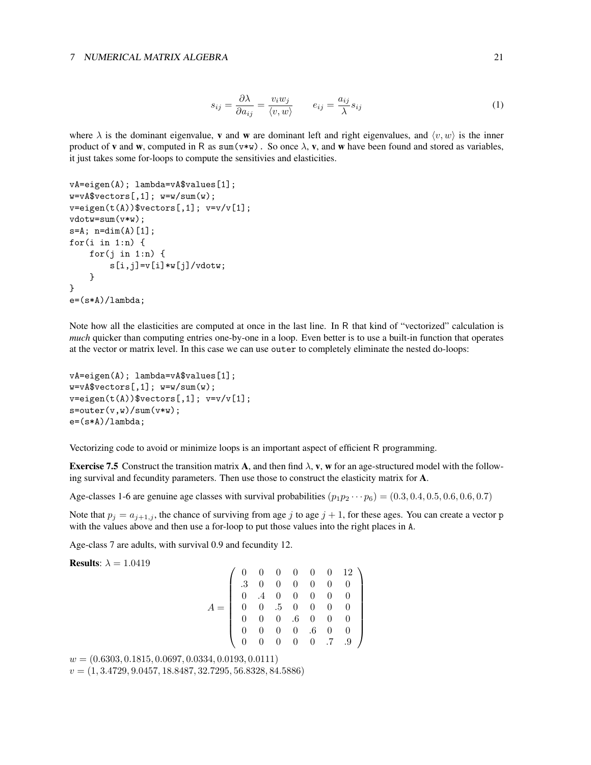$$s_{ij} = \frac{\partial \lambda}{\partial a_{ij}} = \frac{v_i w_j}{\langle v, w \rangle} \qquad e_{ij} = \frac{a_{ij}}{\lambda} s_{ij} \tag{1}$$

where $\lambda$ is the dominant eigenvalue, **v** and **w** are dominant left and right eigenvalues, and $\langle v, w \rangle$ is the inner product of **v** and **w**, computed in R as `sum(v*w)`. So once $\lambda$, **v**, and **w** have been found and stored as variables, it just takes some for-loops to compute the sensitivies and elasticities.

```
vA=eigen(A); lambda=vA$values[1];
w=vA$vectors[,1]; w=w/sum(w);
v=eigen(t(A))$vectors[,1]; v=v/v[1];
vdotw=sum(v*w);
s=A; n=dim(A)[1];
for(i in 1:n) {
    for(j in 1:n) {
        s[i,j]=v[i]*w[j]/vdotw;
    }
}
e=(s*A)/lambda;
```

Note how all the elasticities are computed at once in the last line. In R that kind of "vectorized" calculation is *much* quicker than computing entries one-by-one in a loop. Even better is to use a built-in function that operates at the vector or matrix level. In this case we can use `outer` to completely eliminate the nested do-loops:

```
vA=eigen(A); lambda=vA$values[1];
w=vA$vectors[,1]; w=w/sum(w);
v=eigen(t(A))$vectors[,1]; v=v/v[1];
s=outer(v,w)/sum(v*w);
e=(s*A)/lambda;
```

Vectorizing code to avoid or minimize loops is an important aspect of efficient R programming.

**Exercise 7.5** Construct the transition matrix **A**, and then find $\lambda$, **v**, **w** for an age-structured model with the following survival and fecundity parameters. Then use those to construct the elasticity matrix for **A**.

Age-classes 1-6 are genuine age classes with survival probabilities $(p_1 p_2 \cdots p_6) = (0.3, 0.4, 0.5, 0.6, 0.6, 0.7)$

Note that $p_j = a_{j+1,j}$, the chance of surviving from age $j$ to age $j + 1$, for these ages. You can create a vector `p` with the values above and then use a for-loop to put those values into the right places in `A`.

Age-class 7 are adults, with survival 0.9 and fecundity 12.

**Results**: $\lambda = 1.0419$

$$A = \begin{pmatrix} 0 & 0 & 0 & 0 & 0 & 0 & 12 \\ .3 & 0 & 0 & 0 & 0 & 0 & 0 \\ 0 & .4 & 0 & 0 & 0 & 0 & 0 \\ 0 & 0 & .5 & 0 & 0 & 0 & 0 \\ 0 & 0 & 0 & .6 & 0 & 0 & 0 \\ 0 & 0 & 0 & 0 & .6 & 0 & 0 \\ 0 & 0 & 0 & 0 & 0 & .7 & .9 \end{pmatrix}$$

$w = (0.6303, 0.1815, 0.0697, 0.0334, 0.0193, 0.0111)$
$v = (1, 3.4729, 9.0457, 18.8487, 32.7295, 56.8328, 84.5886)$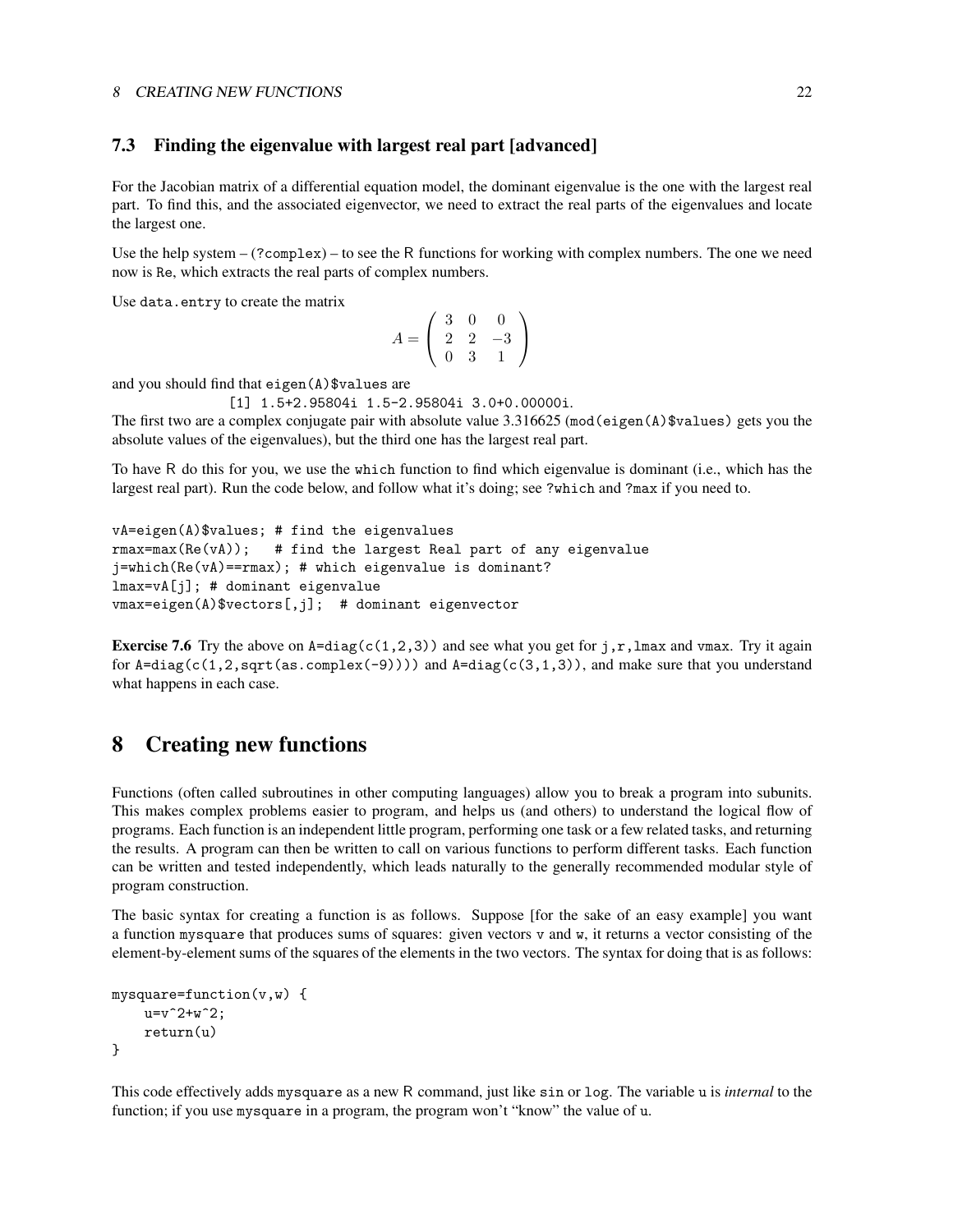### 7.3 Finding the eigenvalue with largest real part [advanced]

For the Jacobian matrix of a differential equation model, the dominant eigenvalue is the one with the largest real part. To find this, and the associated eigenvector, we need to extract the real parts of the eigenvalues and locate the largest one.

Use the help system – (`?complex`) – to see the R functions for working with complex numbers. The one we need now is `Re`, which extracts the real parts of complex numbers.

Use `data.entry` to create the matrix

$$A = \begin{pmatrix} 3 & 0 & 0 \\ 2 & 2 & -3 \\ 0 & 3 & 1 \end{pmatrix}$$

and you should find that `eigen(A)$values` are

`[1] 1.5+2.95804i 1.5-2.95804i 3.0+0.00000i.`

The first two are a complex conjugate pair with absolute value 3.316625 (`mod(eigen(A)$values)` gets you the absolute values of the eigenvalues), but the third one has the largest real part.

To have R do this for you, we use the `which` function to find which eigenvalue is dominant (i.e., which has the largest real part). Run the code below, and follow what it's doing; see `?which` and `?max` if you need to.

```
vA=eigen(A)$values; # find the eigenvalues
rmax=max(Re(vA));   # find the largest Real part of any eigenvalue
j=which(Re(vA)==rmax); # which eigenvalue is dominant?
lmax=vA[j]; # dominant eigenvalue
vmax=eigen(A)$vectors[,j];  # dominant eigenvector
```

**Exercise 7.6** Try the above on `A=diag(c(1,2,3))` and see what you get for `j`,`r`,`lmax` and `vmax`. Try it again for `A=diag(c(1,2,sqrt(as.complex(-9))))` and `A=diag(c(3,1,3))`, and make sure that you understand what happens in each case.

## 8 Creating new functions

Functions (often called subroutines in other computing languages) allow you to break a program into subunits. This makes complex problems easier to program, and helps us (and others) to understand the logical flow of programs. Each function is an independent little program, performing one task or a few related tasks, and returning the results. A program can then be written to call on various functions to perform different tasks. Each function can be written and tested independently, which leads naturally to the generally recommended modular style of program construction.

The basic syntax for creating a function is as follows. Suppose [for the sake of an easy example] you want a function `mysquare` that produces sums of squares: given vectors `v` and `w`, it returns a vector consisting of the element-by-element sums of the squares of the elements in the two vectors. The syntax for doing that is as follows:

```
mysquare=function(v,w) {
    u=v^2+w^2;
    return(u)
}
```

This code effectively adds `mysquare` as a new R command, just like `sin` or `log`. The variable `u` is *internal* to the function; if you use `mysquare` in a program, the program won't "know" the value of `u`.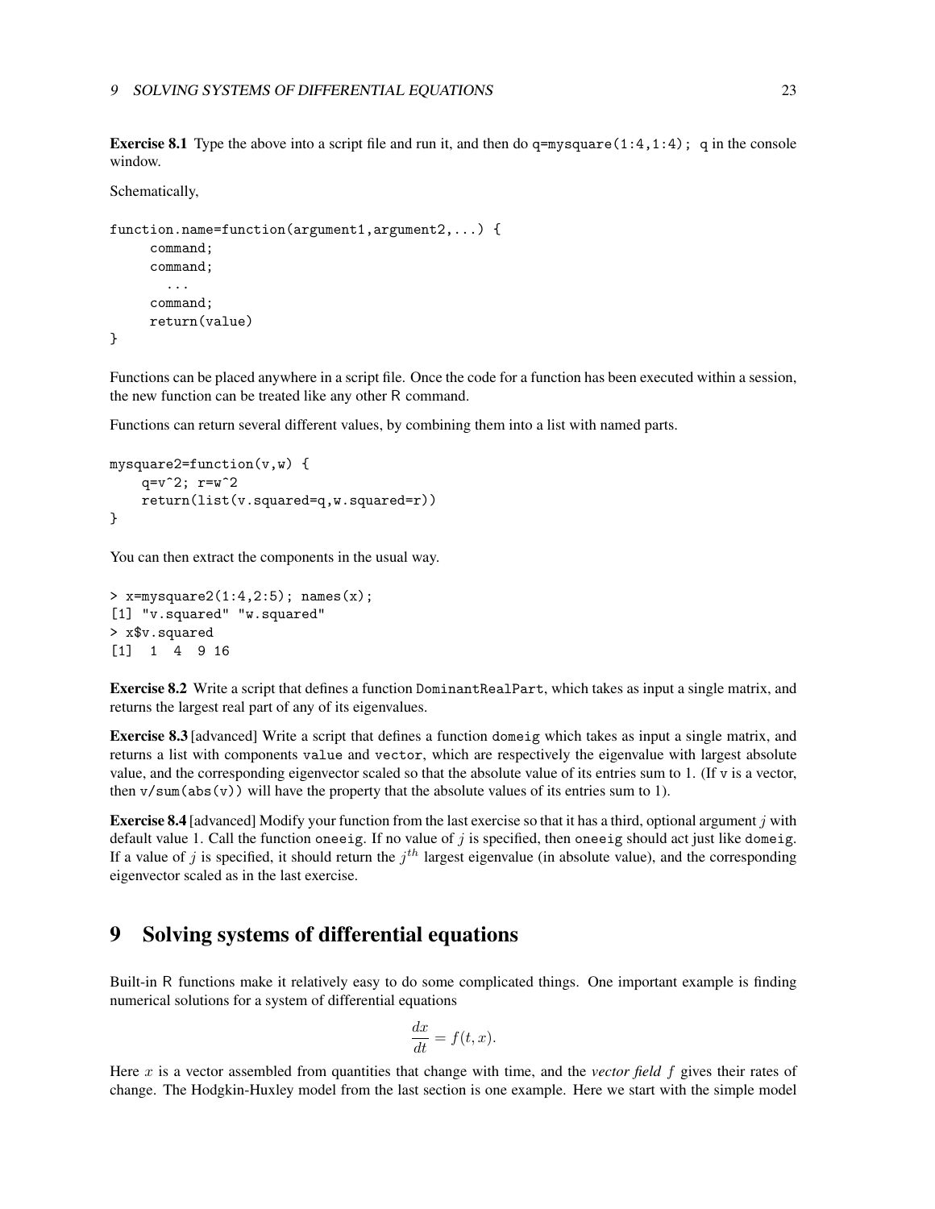**Exercise 8.1** Type the above into a script file and run it, and then do `q=mysquare(1:4,1:4); q` in the console window.

Schematically,

```
function.name=function(argument1,argument2,...) {
      command;
      command;
        ...
      command;
      return(value)
}
```

Functions can be placed anywhere in a script file. Once the code for a function has been executed within a session, the new function can be treated like any other R command.

Functions can return several different values, by combining them into a list with named parts.

```
mysquare2=function(v,w) {
    q=v^2; r=w^2
    return(list(v.squared=q,w.squared=r))
}
```

You can then extract the components in the usual way.

```
> x=mysquare2(1:4,2:5); names(x);
[1] "v.squared" "w.squared"
> x$v.squared
[1]  1  4  9 16
```

**Exercise 8.2** Write a script that defines a function `DominantRealPart`, which takes as input a single matrix, and returns the largest real part of any of its eigenvalues.

**Exercise 8.3** [advanced] Write a script that defines a function `domeig` which takes as input a single matrix, and returns a list with components `value` and `vector`, which are respectively the eigenvalue with largest absolute value, and the corresponding eigenvector scaled so that the absolute value of its entries sum to 1. (If `v` is a vector, then `v/sum(abs(v))` will have the property that the absolute values of its entries sum to 1).

**Exercise 8.4** [advanced] Modify your function from the last exercise so that it has a third, optional argument $j$ with default value 1. Call the function `oneeig`. If no value of $j$ is specified, then `oneeig` should act just like `domeig`. If a value of $j$ is specified, it should return the $j^{th}$ largest eigenvalue (in absolute value), and the corresponding eigenvector scaled as in the last exercise.

# 9 Solving systems of differential equations

Built-in R functions make it relatively easy to do some complicated things. One important example is finding numerical solutions for a system of differential equations

$$\frac{dx}{dt} = f(t, x).$$

Here $x$ is a vector assembled from quantities that change with time, and the *vector field* $f$ gives their rates of change. The Hodgkin-Huxley model from the last section is one example. Here we start with the simple model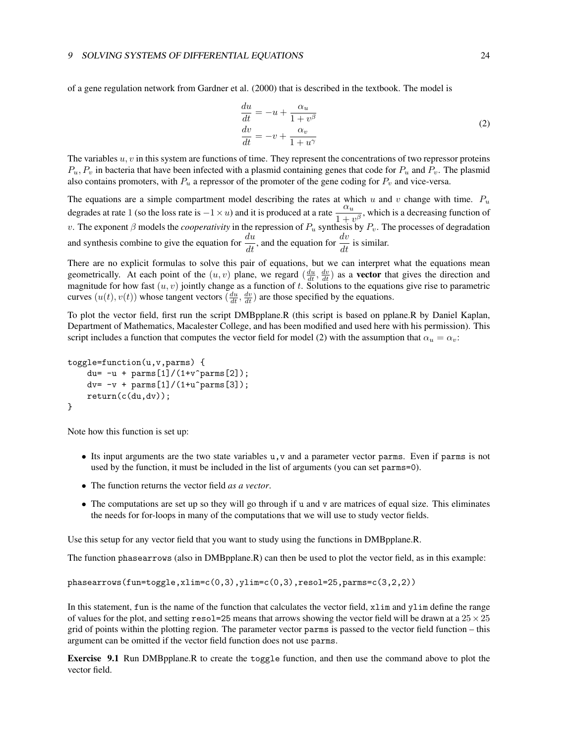of a gene regulation network from Gardner et al. (2000) that is described in the textbook. The model is

$$
\begin{aligned}
\frac{du}{dt} &= -u + \frac{\alpha_u}{1+v^\beta} \\
\frac{dv}{dt} &= -v + \frac{\alpha_v}{1+u^\gamma}
\end{aligned}
\tag{2}
$$

The variables $u, v$ in this system are functions of time. They represent the concentrations of two repressor proteins $P_u, P_v$ in bacteria that have been infected with a plasmid containing genes that code for $P_u$ and $P_v$. The plasmid also contains promoters, with $P_u$ a repressor of the promoter of the gene coding for $P_v$ and vice-versa.

The equations are a simple compartment model describing the rates at which $u$ and $v$ change with time. $P_u$ degrades at rate 1 (so the loss rate is $-1 \times u$) and it is produced at a rate $\frac{\alpha_u}{1+v^\beta}$, which is a decreasing function of $v$. The exponent $\beta$ models the *cooperativity* in the repression of $P_u$ synthesis by $P_v$. The processes of degradation and synthesis combine to give the equation for $\frac{du}{dt}$, and the equation for $\frac{dv}{dt}$ is similar.

There are no explicit formulas to solve this pair of equations, but we can interpret what the equations mean geometrically. At each point of the $(u, v)$ plane, we regard $(\frac{du}{dt}, \frac{dv}{dt})$ as a **vector** that gives the direction and magnitude for how fast $(u, v)$ jointly change as a function of $t$. Solutions to the equations give rise to parametric curves $(u(t), v(t))$ whose tangent vectors $(\frac{du}{dt}, \frac{dv}{dt})$ are those specified by the equations.

To plot the vector field, first run the script DMBpplane.R (this script is based on pplane.R by Daniel Kaplan, Department of Mathematics, Macalester College, and has been modified and used here with his permission). This script includes a function that computes the vector field for model (2) with the assumption that $\alpha_u = \alpha_v$:

```
toggle=function(u,v,parms) {
    du= -u + parms[1]/(1+v^parms[2]);
    dv= -v + parms[1]/(1+u^parms[3]);
    return(c(du,dv));
}
```

Note how this function is set up:

- Its input arguments are the two state variables `u,v` and a parameter vector `parms`. Even if `parms` is not used by the function, it must be included in the list of arguments (you can set `parms=0`).
- The function returns the vector field *as a vector*.
- The computations are set up so they will go through if `u` and `v` are matrices of equal size. This eliminates the needs for for-loops in many of the computations that we will use to study vector fields.

Use this setup for any vector field that you want to study using the functions in DMBpplane.R.

The function `phasearrows` (also in DMBpplane.R) can then be used to plot the vector field, as in this example:

```
phasearrows(fun=toggle,xlim=c(0,3),ylim=c(0,3),resol=25,parms=c(3,2,2))
```

In this statement, `fun` is the name of the function that calculates the vector field, `xlim` and `ylim` define the range of values for the plot, and setting `resol=25` means that arrows showing the vector field will be drawn at a $25 \times 25$ grid of points within the plotting region. The parameter vector `parms` is passed to the vector field function – this argument can be omitted if the vector field function does not use `parms`.

**Exercise 9.1** Run DMBpplane.R to create the `toggle` function, and then use the command above to plot the vector field.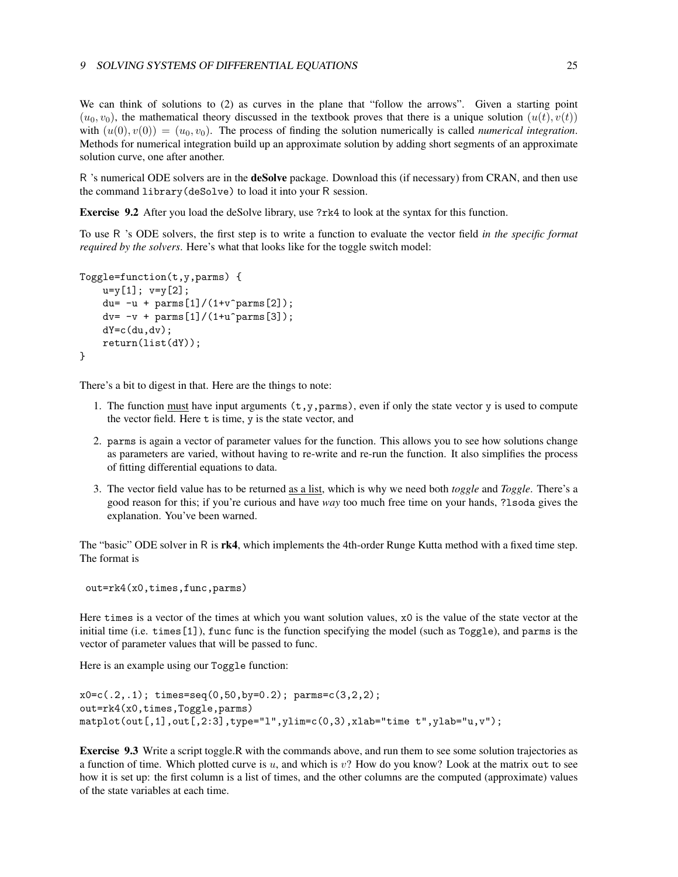We can think of solutions to (2) as curves in the plane that "follow the arrows". Given a starting point $(u_0, v_0)$, the mathematical theory discussed in the textbook proves that there is a unique solution $(u(t), v(t))$ with $(u(0), v(0)) = (u_0, v_0)$. The process of finding the solution numerically is called *numerical integration*. Methods for numerical integration build up an approximate solution by adding short segments of an approximate solution curve, one after another.

R 's numerical ODE solvers are in the **deSolve** package. Download this (if necessary) from CRAN, and then use the command `library(deSolve)` to load it into your R session.

**Exercise 9.2** After you load the deSolve library, use `?rk4` to look at the syntax for this function.

To use R 's ODE solvers, the first step is to write a function to evaluate the vector field *in the specific format required by the solvers*. Here's what that looks like for the toggle switch model:

```
Toggle=function(t,y,parms) {
    u=y[1]; v=y[2];
    du= -u + parms[1]/(1+v^parms[2]);
    dv= -v + parms[1]/(1+u^parms[3]);
    dY=c(du,dv);
    return(list(dY));
}
```

There's a bit to digest in that. Here are the things to note:

1. The function must have input arguments `(t,y,parms)`, even if only the state vector `y` is used to compute the vector field. Here `t` is time, `y` is the state vector, and
2. `parms` is again a vector of parameter values for the function. This allows you to see how solutions change as parameters are varied, without having to re-write and re-run the function. It also simplifies the process of fitting differential equations to data.
3. The vector field value has to be returned as a list, which is why we need both *toggle* and *Toggle*. There's a good reason for this; if you're curious and have *way* too much free time on your hands, `?lsoda` gives the explanation. You've been warned.

The "basic" ODE solver in R is **rk4**, which implements the 4th-order Runge Kutta method with a fixed time step. The format is

```
out=rk4(x0,times,func,parms)
```

Here `times` is a vector of the times at which you want solution values, `x0` is the value of the state vector at the initial time (i.e. `times[1]`), `func` func is the function specifying the model (such as `Toggle`), and `parms` is the vector of parameter values that will be passed to func.

Here is an example using our `Toggle` function:

```
x0=c(.2,.1); times=seq(0,50,by=0.2); parms=c(3,2,2);
out=rk4(x0,times,Toggle,parms)
matplot(out[,1],out[,2:3],type="l",ylim=c(0,3),xlab="time t",ylab="u,v");
```

**Exercise 9.3** Write a script toggle.R with the commands above, and run them to see some solution trajectories as a function of time. Which plotted curve is $u$, and which is $v$? How do you know? Look at the matrix `out` to see how it is set up: the first column is a list of times, and the other columns are the computed (approximate) values of the state variables at each time.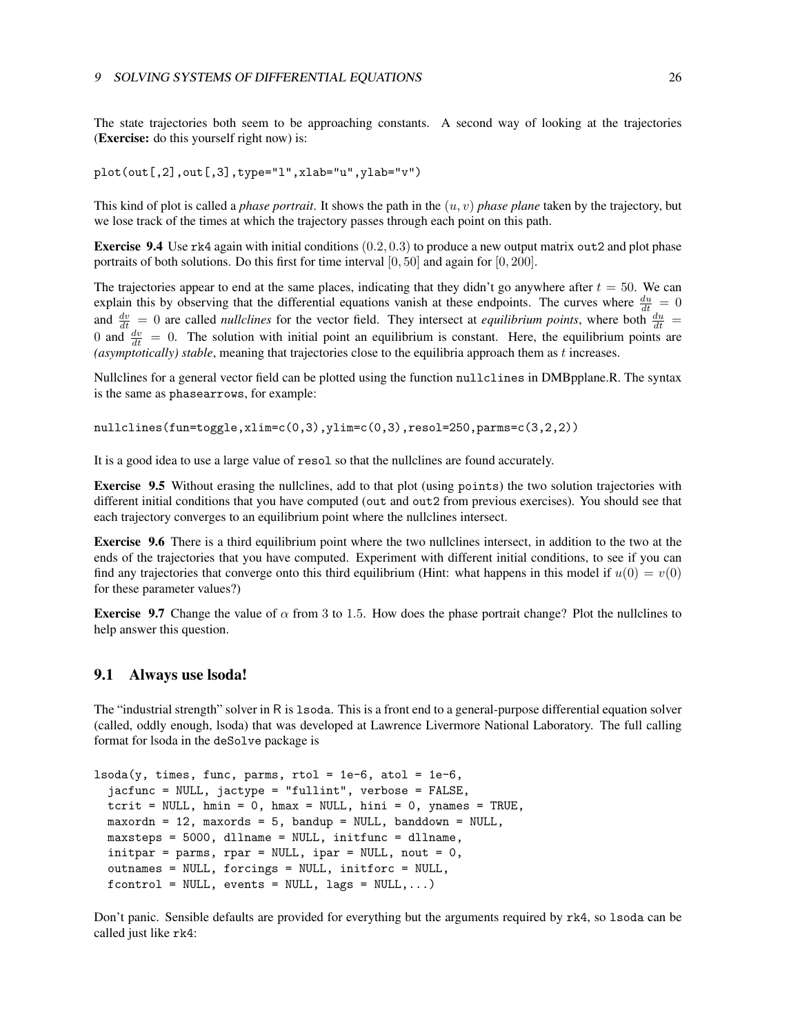The state trajectories both seem to be approaching constants. A second way of looking at the trajectories (**Exercise:** do this yourself right now) is:

```
plot(out[,2],out[,3],type="l",xlab="u",ylab="v")
```

This kind of plot is called a *phase portrait*. It shows the path in the $(u, v)$ *phase plane* taken by the trajectory, but we lose track of the times at which the trajectory passes through each point on this path.

**Exercise 9.4** Use `rk4` again with initial conditions $(0.2, 0.3)$ to produce a new output matrix `out2` and plot phase portraits of both solutions. Do this first for time interval $[0, 50]$ and again for $[0, 200]$.

The trajectories appear to end at the same places, indicating that they didn't go anywhere after $t = 50$. We can explain this by observing that the differential equations vanish at these endpoints. The curves where $\frac{du}{dt} = 0$ and $\frac{dv}{dt} = 0$ are called *nullclines* for the vector field. They intersect at *equilibrium points*, where both $\frac{du}{dt} = 0$ and $\frac{dv}{dt} = 0$. The solution with initial point an equilibrium is constant. Here, the equilibrium points are *(asymptotically) stable*, meaning that trajectories close to the equilibria approach them as $t$ increases.

Nullclines for a general vector field can be plotted using the function `nullclines` in DMBpplane.R. The syntax is the same as `phasearrows`, for example:

```
nullclines(fun=toggle,xlim=c(0,3),ylim=c(0,3),resol=250,parms=c(3,2,2))
```

It is a good idea to use a large value of `resol` so that the nullclines are found accurately.

**Exercise 9.5** Without erasing the nullclines, add to that plot (using `points`) the two solution trajectories with different initial conditions that you have computed (`out` and `out2` from previous exercises). You should see that each trajectory converges to an equilibrium point where the nullclines intersect.

**Exercise 9.6** There is a third equilibrium point where the two nullclines intersect, in addition to the two at the ends of the trajectories that you have computed. Experiment with different initial conditions, to see if you can find any trajectories that converge onto this third equilibrium (Hint: what happens in this model if $u(0) = v(0)$ for these parameter values?)

**Exercise 9.7** Change the value of $\alpha$ from 3 to 1.5. How does the phase portrait change? Plot the nullclines to help answer this question.

## 9.1 Always use lsoda!

The "industrial strength" solver in R is `lsoda`. This is a front end to a general-purpose differential equation solver (called, oddly enough, lsoda) that was developed at Lawrence Livermore National Laboratory. The full calling format for lsoda in the `deSolve` package is

```
lsoda(y, times, func, parms, rtol = 1e-6, atol = 1e-6,
  jacfunc = NULL, jactype = "fullint", verbose = FALSE,
  tcrit = NULL, hmin = 0, hmax = NULL, hini = 0, ynames = TRUE,
  maxordn = 12, maxords = 5, bandup = NULL, banddown = NULL,
  maxsteps = 5000, dllname = NULL, initfunc = dllname,
  initpar = parms, rpar = NULL, ipar = NULL, nout = 0,
  outnames = NULL, forcings = NULL, initforc = NULL,
  fcontrol = NULL, events = NULL, lags = NULL,...)
```

Don't panic. Sensible defaults are provided for everything but the arguments required by `rk4`, so `lsoda` can be called just like `rk4`: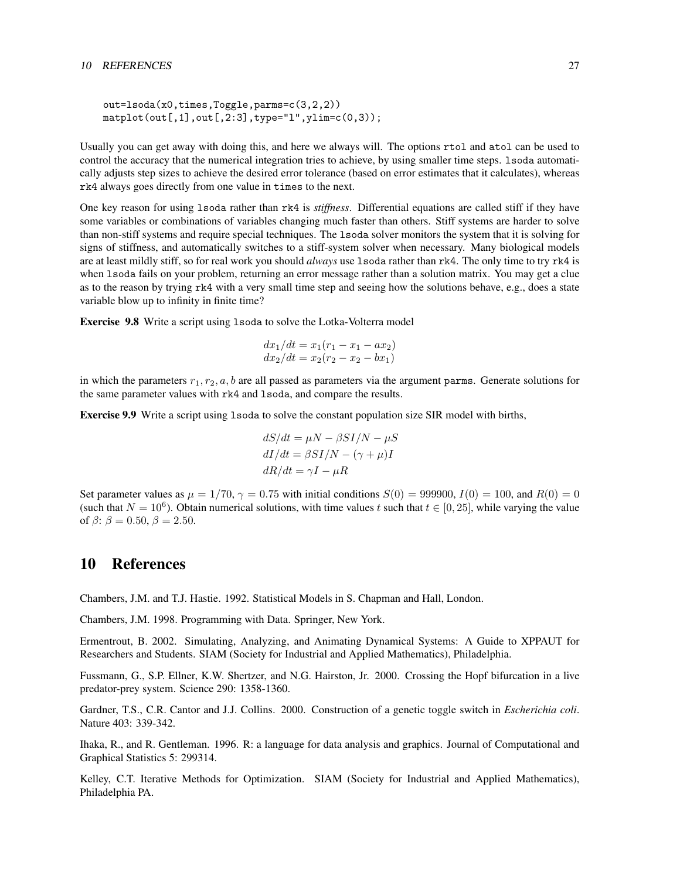```
out=lsoda(x0,times,Toggle,parms=c(3,2,2))
matplot(out[,1],out[,2:3],type="l",ylim=c(0,3));
```

Usually you can get away with doing this, and here we always will. The options `rtol` and `atol` can be used to control the accuracy that the numerical integration tries to achieve, by using smaller time steps. `lsoda` automatically adjusts step sizes to achieve the desired error tolerance (based on error estimates that it calculates), whereas `rk4` always goes directly from one value in `times` to the next.

One key reason for using `lsoda` rather than `rk4` is *stiffness*. Differential equations are called stiff if they have some variables or combinations of variables changing much faster than others. Stiff systems are harder to solve than non-stiff systems and require special techniques. The `lsoda` solver monitors the system that it is solving for signs of stiffness, and automatically switches to a stiff-system solver when necessary. Many biological models are at least mildly stiff, so for real work you should *always* use `lsoda` rather than `rk4`. The only time to try `rk4` is when `lsoda` fails on your problem, returning an error message rather than a solution matrix. You may get a clue as to the reason by trying `rk4` with a very small time step and seeing how the solutions behave, e.g., does a state variable blow up to infinity in finite time?

**Exercise 9.8** Write a script using `lsoda` to solve the Lotka-Volterra model

$$dx_1/dt = x_1(r_1 - x_1 - ax_2)$$
$$dx_2/dt = x_2(r_2 - x_2 - bx_1)$$

in which the parameters $r_1, r_2, a, b$ are all passed as parameters via the argument `parms`. Generate solutions for the same parameter values with `rk4` and `lsoda`, and compare the results.

**Exercise 9.9** Write a script using `lsoda` to solve the constant population size SIR model with births,

$$dS/dt = \mu N - \beta SI/N - \mu S$$
$$dI/dt = \beta SI/N - (\gamma + \mu)I$$
$$dR/dt = \gamma I - \mu R$$

Set parameter values as $\mu = 1/70$, $\gamma = 0.75$ with initial conditions $S(0) = 999900$, $I(0) = 100$, and $R(0) = 0$ (such that $N = 10^6$). Obtain numerical solutions, with time values $t$ such that $t \in [0, 25]$, while varying the value of $\beta$: $\beta = 0.50$, $\beta = 2.50$.

# 10 References

Chambers, J.M. and T.J. Hastie. 1992. Statistical Models in S. Chapman and Hall, London.

Chambers, J.M. 1998. Programming with Data. Springer, New York.

Ermentrout, B. 2002. Simulating, Analyzing, and Animating Dynamical Systems: A Guide to XPPAUT for Researchers and Students. SIAM (Society for Industrial and Applied Mathematics), Philadelphia.

Fussmann, G., S.P. Ellner, K.W. Shertzer, and N.G. Hairston, Jr. 2000. Crossing the Hopf bifurcation in a live predator-prey system. Science 290: 1358-1360.

Gardner, T.S., C.R. Cantor and J.J. Collins. 2000. Construction of a genetic toggle switch in *Escherichia coli*. Nature 403: 339-342.

Ihaka, R., and R. Gentleman. 1996. R: a language for data analysis and graphics. Journal of Computational and Graphical Statistics 5: 299314.

Kelley, C.T. Iterative Methods for Optimization. SIAM (Society for Industrial and Applied Mathematics), Philadelphia PA.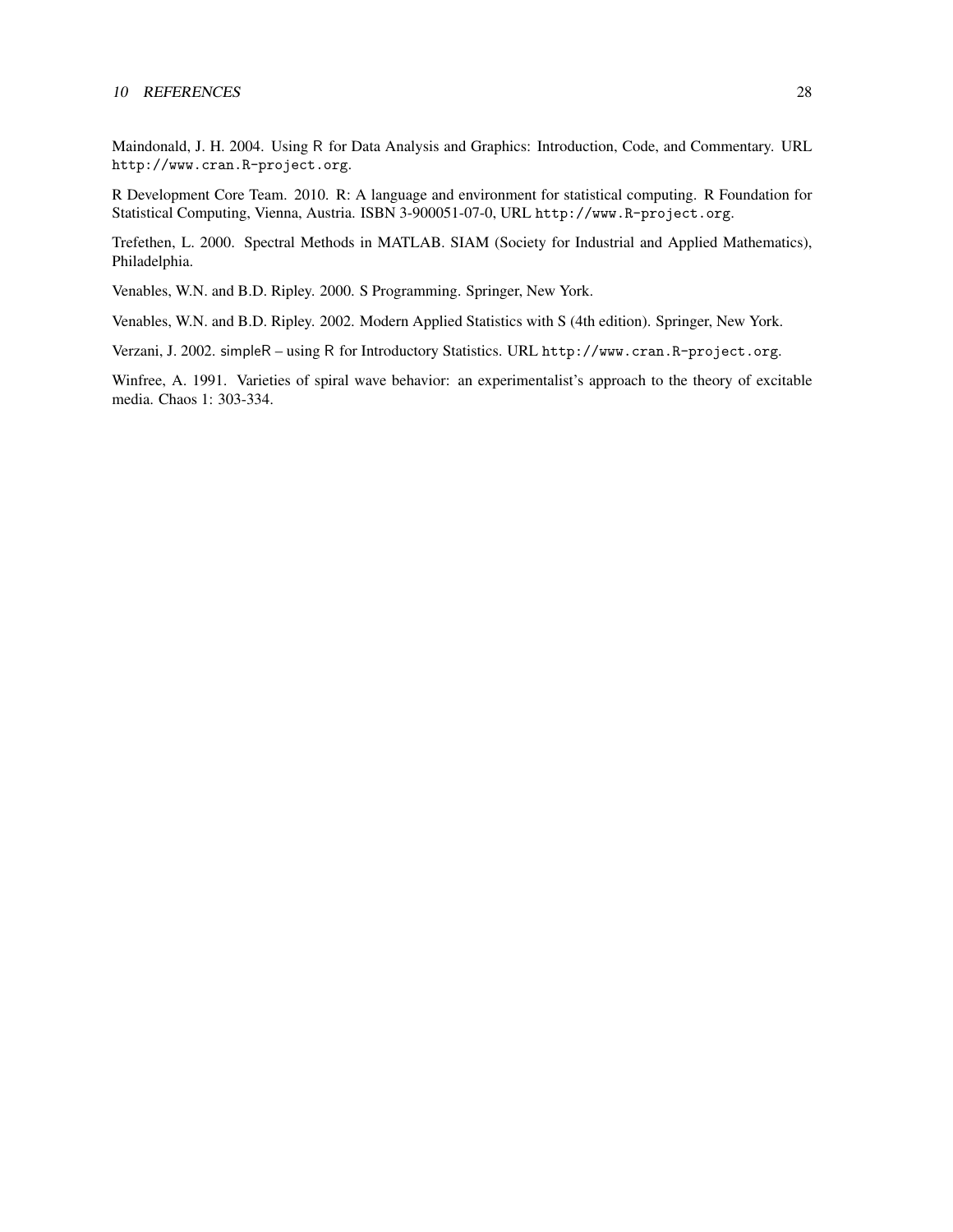Maindonald, J. H. 2004. Using R for Data Analysis and Graphics: Introduction, Code, and Commentary. URL http://www.cran.R-project.org.

R Development Core Team. 2010. R: A language and environment for statistical computing. R Foundation for Statistical Computing, Vienna, Austria. ISBN 3-900051-07-0, URL http://www.R-project.org.

Trefethen, L. 2000. Spectral Methods in MATLAB. SIAM (Society for Industrial and Applied Mathematics), Philadelphia.

Venables, W.N. and B.D. Ripley. 2000. S Programming. Springer, New York.

Venables, W.N. and B.D. Ripley. 2002. Modern Applied Statistics with S (4th edition). Springer, New York.

Verzani, J. 2002. simpleR – using R for Introductory Statistics. URL http://www.cran.R-project.org.

Winfree, A. 1991. Varieties of spiral wave behavior: an experimentalist's approach to the theory of excitable media. Chaos 1: 303-334.